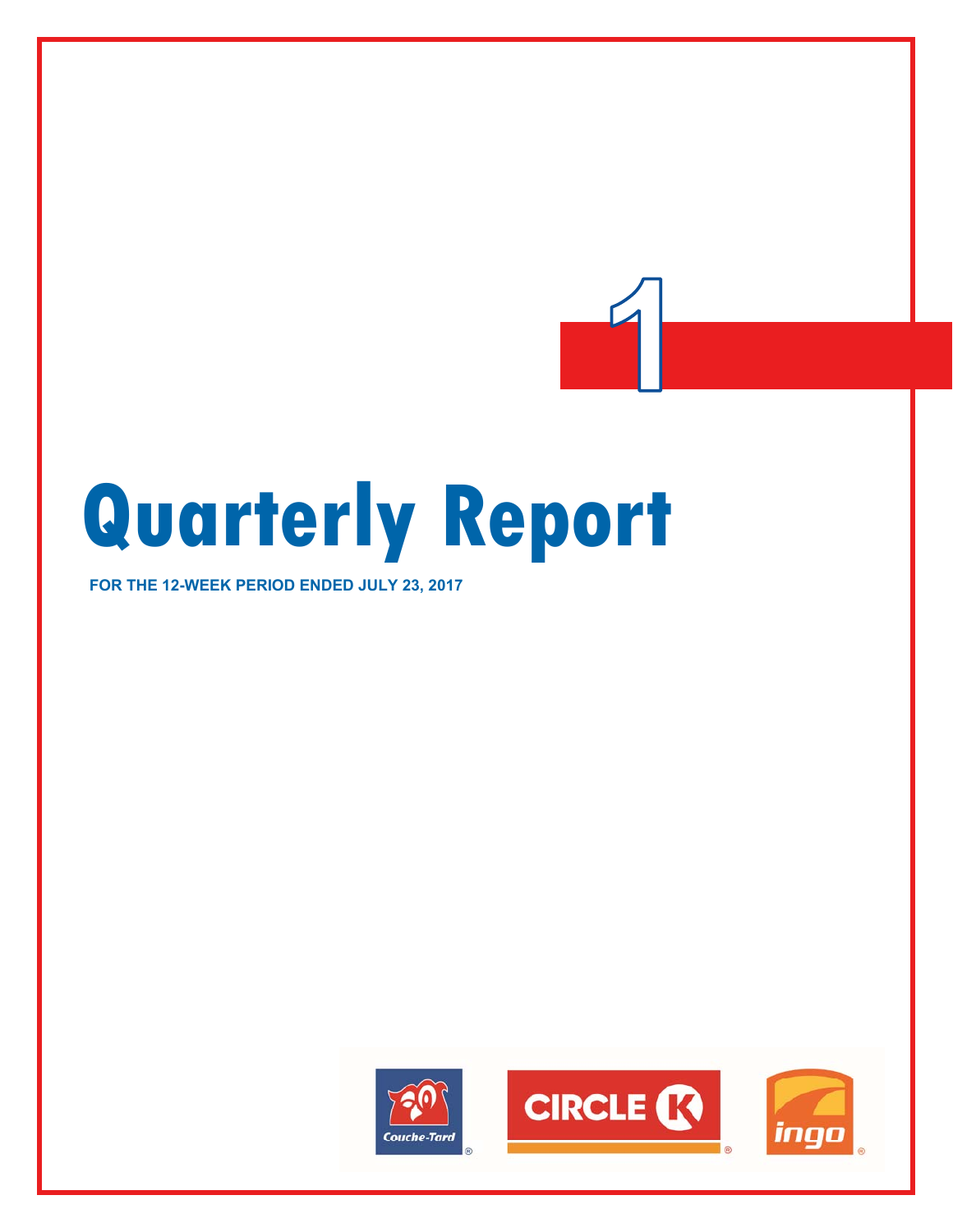1

# Quarterly Report

**FOR THE 12-WEEK PERIOD ENDED JULY 23, 2017**

Couche-Tard

CIRCLE K

ingo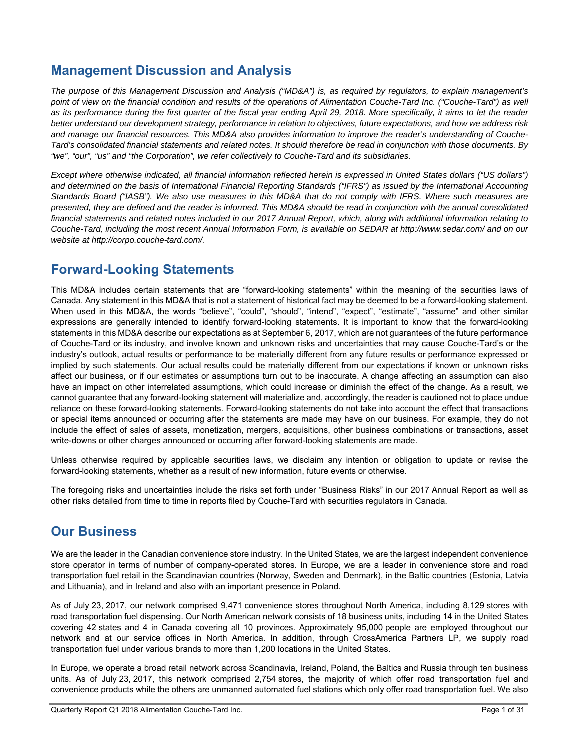# Management Discussion and Analysis

*The purpose of this Management Discussion and Analysis ("MD&A") is, as required by regulators, to explain management's point of view on the financial condition and results of the operations of Alimentation Couche-Tard Inc. ("Couche-Tard") as well as its performance during the first quarter of the fiscal year ending April 29, 2018. More specifically, it aims to let the reader better understand our development strategy, performance in relation to objectives, future expectations, and how we address risk and manage our financial resources. This MD&A also provides information to improve the reader's understanding of Couche-Tard's consolidated financial statements and related notes. It should therefore be read in conjunction with those documents. By "we", "our", "us" and "the Corporation", we refer collectively to Couche-Tard and its subsidiaries.*

*Except where otherwise indicated, all financial information reflected herein is expressed in United States dollars ("US dollars") and determined on the basis of International Financial Reporting Standards ("IFRS") as issued by the International Accounting Standards Board ("IASB"). We also use measures in this MD&A that do not comply with IFRS. Where such measures are presented, they are defined and the reader is informed. This MD&A should be read in conjunction with the annual consolidated financial statements and related notes included in our 2017 Annual Report, which, along with additional information relating to Couche-Tard, including the most recent Annual Information Form, is available on SEDAR at http://www.sedar.com/ and on our website at http://corpo.couche-tard.com/.*

# Forward-Looking Statements

This MD&A includes certain statements that are "forward-looking statements" within the meaning of the securities laws of Canada. Any statement in this MD&A that is not a statement of historical fact may be deemed to be a forward-looking statement. When used in this MD&A, the words "believe", "could", "should", "intend", "expect", "estimate", "assume" and other similar expressions are generally intended to identify forward-looking statements. It is important to know that the forward-looking statements in this MD&A describe our expectations as at September 6, 2017, which are not guarantees of the future performance of Couche-Tard or its industry, and involve known and unknown risks and uncertainties that may cause Couche-Tard's or the industry's outlook, actual results or performance to be materially different from any future results or performance expressed or implied by such statements. Our actual results could be materially different from our expectations if known or unknown risks affect our business, or if our estimates or assumptions turn out to be inaccurate. A change affecting an assumption can also have an impact on other interrelated assumptions, which could increase or diminish the effect of the change. As a result, we cannot guarantee that any forward-looking statement will materialize and, accordingly, the reader is cautioned not to place undue reliance on these forward-looking statements. Forward-looking statements do not take into account the effect that transactions or special items announced or occurring after the statements are made may have on our business. For example, they do not include the effect of sales of assets, monetization, mergers, acquisitions, other business combinations or transactions, asset write-downs or other charges announced or occurring after forward-looking statements are made.

Unless otherwise required by applicable securities laws, we disclaim any intention or obligation to update or revise the forward-looking statements, whether as a result of new information, future events or otherwise.

The foregoing risks and uncertainties include the risks set forth under "Business Risks" in our 2017 Annual Report as well as other risks detailed from time to time in reports filed by Couche-Tard with securities regulators in Canada.

# Our Business

We are the leader in the Canadian convenience store industry. In the United States, we are the largest independent convenience store operator in terms of number of company-operated stores. In Europe, we are a leader in convenience store and road transportation fuel retail in the Scandinavian countries (Norway, Sweden and Denmark), in the Baltic countries (Estonia, Latvia and Lithuania), and in Ireland and also with an important presence in Poland.

As of July 23, 2017, our network comprised 9,471 convenience stores throughout North America, including 8,129 stores with road transportation fuel dispensing. Our North American network consists of 18 business units, including 14 in the United States covering 42 states and 4 in Canada covering all 10 provinces. Approximately 95,000 people are employed throughout our network and at our service offices in North America. In addition, through CrossAmerica Partners LP, we supply road transportation fuel under various brands to more than 1,200 locations in the United States.

In Europe, we operate a broad retail network across Scandinavia, Ireland, Poland, the Baltics and Russia through ten business units. As of July 23, 2017, this network comprised 2,754 stores, the majority of which offer road transportation fuel and convenience products while the others are unmanned automated fuel stations which only offer road transportation fuel. We also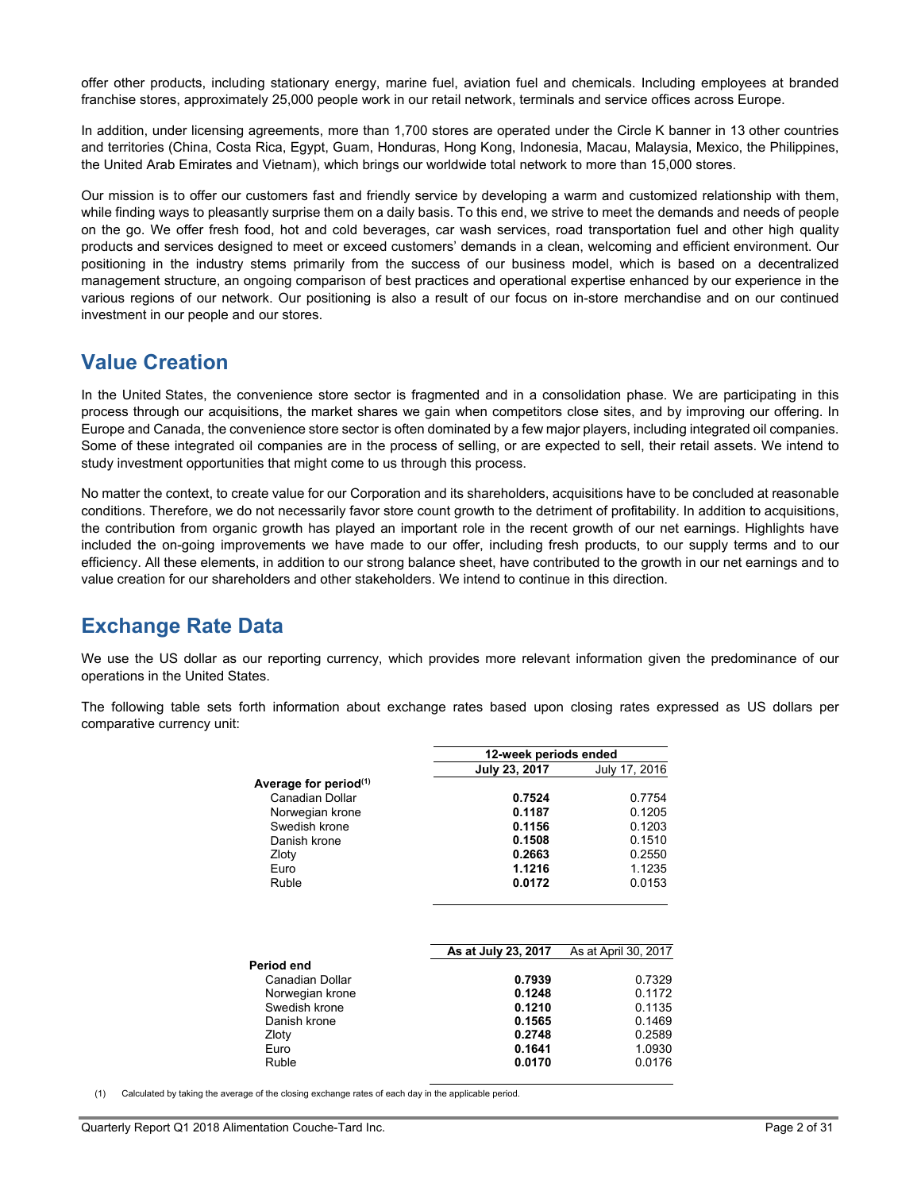offer other products, including stationary energy, marine fuel, aviation fuel and chemicals. Including employees at branded franchise stores, approximately 25,000 people work in our retail network, terminals and service offices across Europe.

In addition, under licensing agreements, more than 1,700 stores are operated under the Circle K banner in 13 other countries and territories (China, Costa Rica, Egypt, Guam, Honduras, Hong Kong, Indonesia, Macau, Malaysia, Mexico, the Philippines, the United Arab Emirates and Vietnam), which brings our worldwide total network to more than 15,000 stores.

Our mission is to offer our customers fast and friendly service by developing a warm and customized relationship with them, while finding ways to pleasantly surprise them on a daily basis. To this end, we strive to meet the demands and needs of people on the go. We offer fresh food, hot and cold beverages, car wash services, road transportation fuel and other high quality products and services designed to meet or exceed customers' demands in a clean, welcoming and efficient environment. Our positioning in the industry stems primarily from the success of our business model, which is based on a decentralized management structure, an ongoing comparison of best practices and operational expertise enhanced by our experience in the various regions of our network. Our positioning is also a result of our focus on in-store merchandise and on our continued investment in our people and our stores.

## Value Creation

In the United States, the convenience store sector is fragmented and in a consolidation phase. We are participating in this process through our acquisitions, the market shares we gain when competitors close sites, and by improving our offering. In Europe and Canada, the convenience store sector is often dominated by a few major players, including integrated oil companies. Some of these integrated oil companies are in the process of selling, or are expected to sell, their retail assets. We intend to study investment opportunities that might come to us through this process.

No matter the context, to create value for our Corporation and its shareholders, acquisitions have to be concluded at reasonable conditions. Therefore, we do not necessarily favor store count growth to the detriment of profitability. In addition to acquisitions, the contribution from organic growth has played an important role in the recent growth of our net earnings. Highlights have included the on-going improvements we have made to our offer, including fresh products, to our supply terms and to our efficiency. All these elements, in addition to our strong balance sheet, have contributed to the growth in our net earnings and to value creation for our shareholders and other stakeholders. We intend to continue in this direction.

## Exchange Rate Data

We use the US dollar as our reporting currency, which provides more relevant information given the predominance of our operations in the United States.

The following table sets forth information about exchange rates based upon closing rates expressed as US dollars per comparative currency unit:

| | 12-week periods ended | |
|---|---|---|
| | **July 23, 2017** | July 17, 2016 |
| **Average for period(1)** | | |
| Canadian Dollar | **0.7524** | 0.7754 |
| Norwegian krone | **0.1187** | 0.1205 |
| Swedish krone | **0.1156** | 0.1203 |
| Danish krone | **0.1508** | 0.1510 |
| Zloty | **0.2663** | 0.2550 |
| Euro | **1.1216** | 1.1235 |
| Ruble | **0.0172** | 0.0153 |

| | **As at July 23, 2017** | As at April 30, 2017 |
|---|---|---|
| **Period end** | | |
| Canadian Dollar | **0.7939** | 0.7329 |
| Norwegian krone | **0.1248** | 0.1172 |
| Swedish krone | **0.1210** | 0.1135 |
| Danish krone | **0.1565** | 0.1469 |
| Zloty | **0.2748** | 0.2589 |
| Euro | **0.1641** | 1.0930 |
| Ruble | **0.0170** | 0.0176 |

(1) Calculated by taking the average of the closing exchange rates of each day in the applicable period.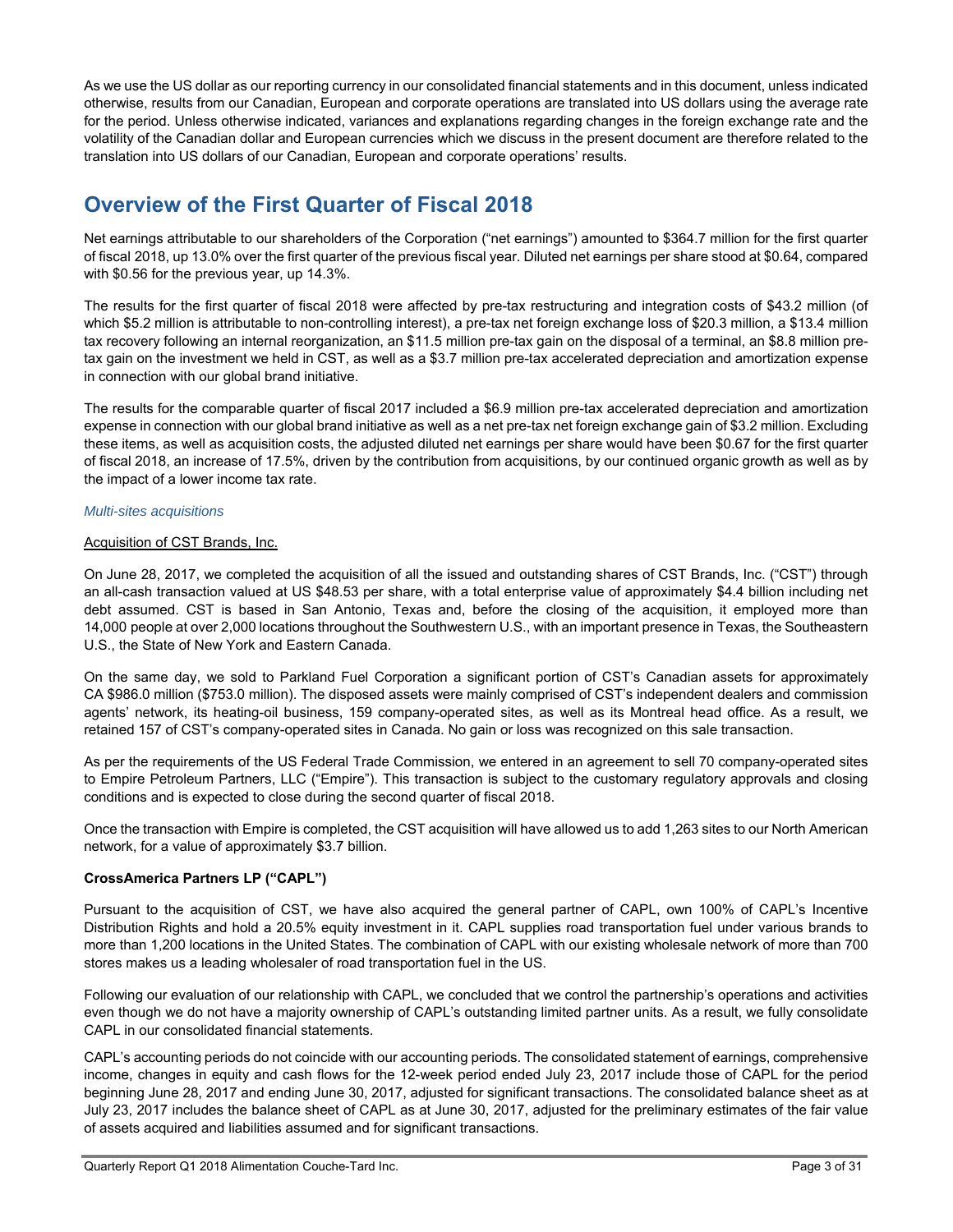As we use the US dollar as our reporting currency in our consolidated financial statements and in this document, unless indicated otherwise, results from our Canadian, European and corporate operations are translated into US dollars using the average rate for the period. Unless otherwise indicated, variances and explanations regarding changes in the foreign exchange rate and the volatility of the Canadian dollar and European currencies which we discuss in the present document are therefore related to the translation into US dollars of our Canadian, European and corporate operations' results.

# Overview of the First Quarter of Fiscal 2018

Net earnings attributable to our shareholders of the Corporation ("net earnings") amounted to $364.7 million for the first quarter of fiscal 2018, up 13.0% over the first quarter of the previous fiscal year. Diluted net earnings per share stood at $0.64, compared with $0.56 for the previous year, up 14.3%.

The results for the first quarter of fiscal 2018 were affected by pre-tax restructuring and integration costs of $43.2 million (of which $5.2 million is attributable to non-controlling interest), a pre-tax net foreign exchange loss of $20.3 million, a $13.4 million tax recovery following an internal reorganization, an $11.5 million pre-tax gain on the disposal of a terminal, an $8.8 million pre-tax gain on the investment we held in CST, as well as a $3.7 million pre-tax accelerated depreciation and amortization expense in connection with our global brand initiative.

The results for the comparable quarter of fiscal 2017 included a $6.9 million pre-tax accelerated depreciation and amortization expense in connection with our global brand initiative as well as a net pre-tax net foreign exchange gain of $3.2 million. Excluding these items, as well as acquisition costs, the adjusted diluted net earnings per share would have been $0.67 for the first quarter of fiscal 2018, an increase of 17.5%, driven by the contribution from acquisitions, by our continued organic growth as well as by the impact of a lower income tax rate.

*Multi-sites acquisitions*

Acquisition of CST Brands, Inc.

On June 28, 2017, we completed the acquisition of all the issued and outstanding shares of CST Brands, Inc. ("CST") through an all-cash transaction valued at US $48.53 per share, with a total enterprise value of approximately $4.4 billion including net debt assumed. CST is based in San Antonio, Texas and, before the closing of the acquisition, it employed more than 14,000 people at over 2,000 locations throughout the Southwestern U.S., with an important presence in Texas, the Southeastern U.S., the State of New York and Eastern Canada.

On the same day, we sold to Parkland Fuel Corporation a significant portion of CST's Canadian assets for approximately CA $986.0 million ($753.0 million). The disposed assets were mainly comprised of CST's independent dealers and commission agents' network, its heating-oil business, 159 company-operated sites, as well as its Montreal head office. As a result, we retained 157 of CST's company-operated sites in Canada. No gain or loss was recognized on this sale transaction.

As per the requirements of the US Federal Trade Commission, we entered in an agreement to sell 70 company-operated sites to Empire Petroleum Partners, LLC ("Empire"). This transaction is subject to the customary regulatory approvals and closing conditions and is expected to close during the second quarter of fiscal 2018.

Once the transaction with Empire is completed, the CST acquisition will have allowed us to add 1,263 sites to our North American network, for a value of approximately $3.7 billion.

**CrossAmerica Partners LP ("CAPL")**

Pursuant to the acquisition of CST, we have also acquired the general partner of CAPL, own 100% of CAPL's Incentive Distribution Rights and hold a 20.5% equity investment in it. CAPL supplies road transportation fuel under various brands to more than 1,200 locations in the United States. The combination of CAPL with our existing wholesale network of more than 700 stores makes us a leading wholesaler of road transportation fuel in the US.

Following our evaluation of our relationship with CAPL, we concluded that we control the partnership's operations and activities even though we do not have a majority ownership of CAPL's outstanding limited partner units. As a result, we fully consolidate CAPL in our consolidated financial statements.

CAPL's accounting periods do not coincide with our accounting periods. The consolidated statement of earnings, comprehensive income, changes in equity and cash flows for the 12-week period ended July 23, 2017 include those of CAPL for the period beginning June 28, 2017 and ending June 30, 2017, adjusted for significant transactions. The consolidated balance sheet as at July 23, 2017 includes the balance sheet of CAPL as at June 30, 2017, adjusted for the preliminary estimates of the fair value of assets acquired and liabilities assumed and for significant transactions.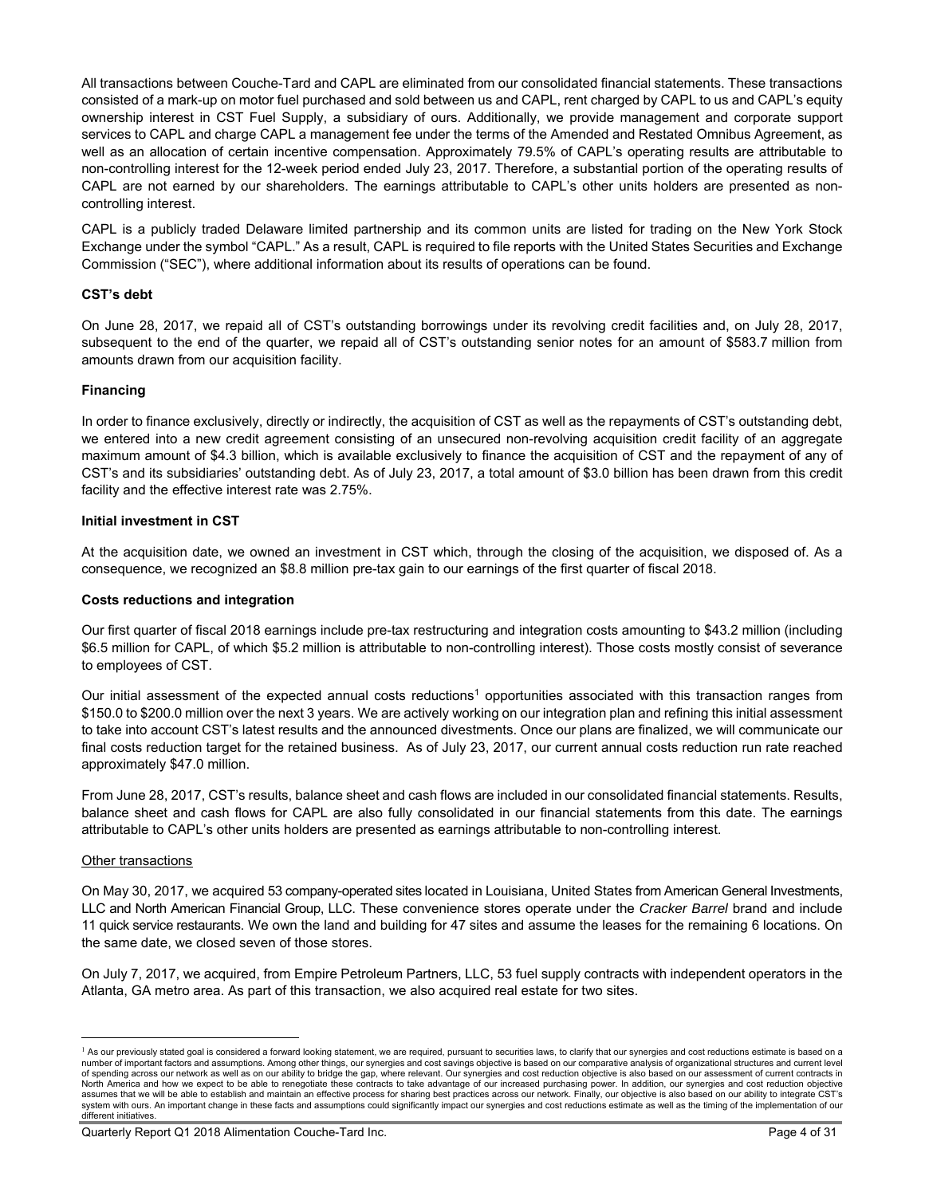All transactions between Couche-Tard and CAPL are eliminated from our consolidated financial statements. These transactions consisted of a mark-up on motor fuel purchased and sold between us and CAPL, rent charged by CAPL to us and CAPL's equity ownership interest in CST Fuel Supply, a subsidiary of ours. Additionally, we provide management and corporate support services to CAPL and charge CAPL a management fee under the terms of the Amended and Restated Omnibus Agreement, as well as an allocation of certain incentive compensation. Approximately 79.5% of CAPL's operating results are attributable to non-controlling interest for the 12-week period ended July 23, 2017. Therefore, a substantial portion of the operating results of CAPL are not earned by our shareholders. The earnings attributable to CAPL's other units holders are presented as non-controlling interest.

CAPL is a publicly traded Delaware limited partnership and its common units are listed for trading on the New York Stock Exchange under the symbol "CAPL." As a result, CAPL is required to file reports with the United States Securities and Exchange Commission ("SEC"), where additional information about its results of operations can be found.

**CST's debt**

On June 28, 2017, we repaid all of CST's outstanding borrowings under its revolving credit facilities and, on July 28, 2017, subsequent to the end of the quarter, we repaid all of CST's outstanding senior notes for an amount of $583.7 million from amounts drawn from our acquisition facility.

**Financing**

In order to finance exclusively, directly or indirectly, the acquisition of CST as well as the repayments of CST's outstanding debt, we entered into a new credit agreement consisting of an unsecured non-revolving acquisition credit facility of an aggregate maximum amount of $4.3 billion, which is available exclusively to finance the acquisition of CST and the repayment of any of CST's and its subsidiaries' outstanding debt. As of July 23, 2017, a total amount of $3.0 billion has been drawn from this credit facility and the effective interest rate was 2.75%.

**Initial investment in CST**

At the acquisition date, we owned an investment in CST which, through the closing of the acquisition, we disposed of. As a consequence, we recognized an $8.8 million pre-tax gain to our earnings of the first quarter of fiscal 2018.

**Costs reductions and integration**

Our first quarter of fiscal 2018 earnings include pre-tax restructuring and integration costs amounting to $43.2 million (including $6.5 million for CAPL, of which $5.2 million is attributable to non-controlling interest). Those costs mostly consist of severance to employees of CST.

Our initial assessment of the expected annual costs reductions[1] opportunities associated with this transaction ranges from $150.0 to $200.0 million over the next 3 years. We are actively working on our integration plan and refining this initial assessment to take into account CST's latest results and the announced divestments. Once our plans are finalized, we will communicate our final costs reduction target for the retained business. As of July 23, 2017, our current annual costs reduction run rate reached approximately $47.0 million.

From June 28, 2017, CST's results, balance sheet and cash flows are included in our consolidated financial statements. Results, balance sheet and cash flows for CAPL are also fully consolidated in our financial statements from this date. The earnings attributable to CAPL's other units holders are presented as earnings attributable to non-controlling interest.

Other transactions

On May 30, 2017, we acquired 53 company-operated sites located in Louisiana, United States from American General Investments, LLC and North American Financial Group, LLC. These convenience stores operate under the *Cracker Barrel* brand and include 11 quick service restaurants. We own the land and building for 47 sites and assume the leases for the remaining 6 locations. On the same date, we closed seven of those stores.

On July 7, 2017, we acquired, from Empire Petroleum Partners, LLC, 53 fuel supply contracts with independent operators in the Atlanta, GA metro area. As part of this transaction, we also acquired real estate for two sites.

---

[1] As our previously stated goal is considered a forward looking statement, we are required, pursuant to securities laws, to clarify that our synergies and cost reductions estimate is based on a number of important factors and assumptions. Among other things, our synergies and cost savings objective is based on our comparative analysis of organizational structures and current level of spending across our network as well as on our ability to bridge the gap, where relevant. Our synergies and cost reduction objective is also based on our assessment of current contracts in North America and how we expect to be able to renegotiate these contracts to take advantage of our increased purchasing power. In addition, our synergies and cost reduction objective assumes that we will be able to establish and maintain an effective process for sharing best practices across our network. Finally, our objective is also based on our ability to integrate CST's system with ours. An important change in these facts and assumptions could significantly impact our synergies and cost reductions estimate as well as the timing of the implementation of our different initiatives.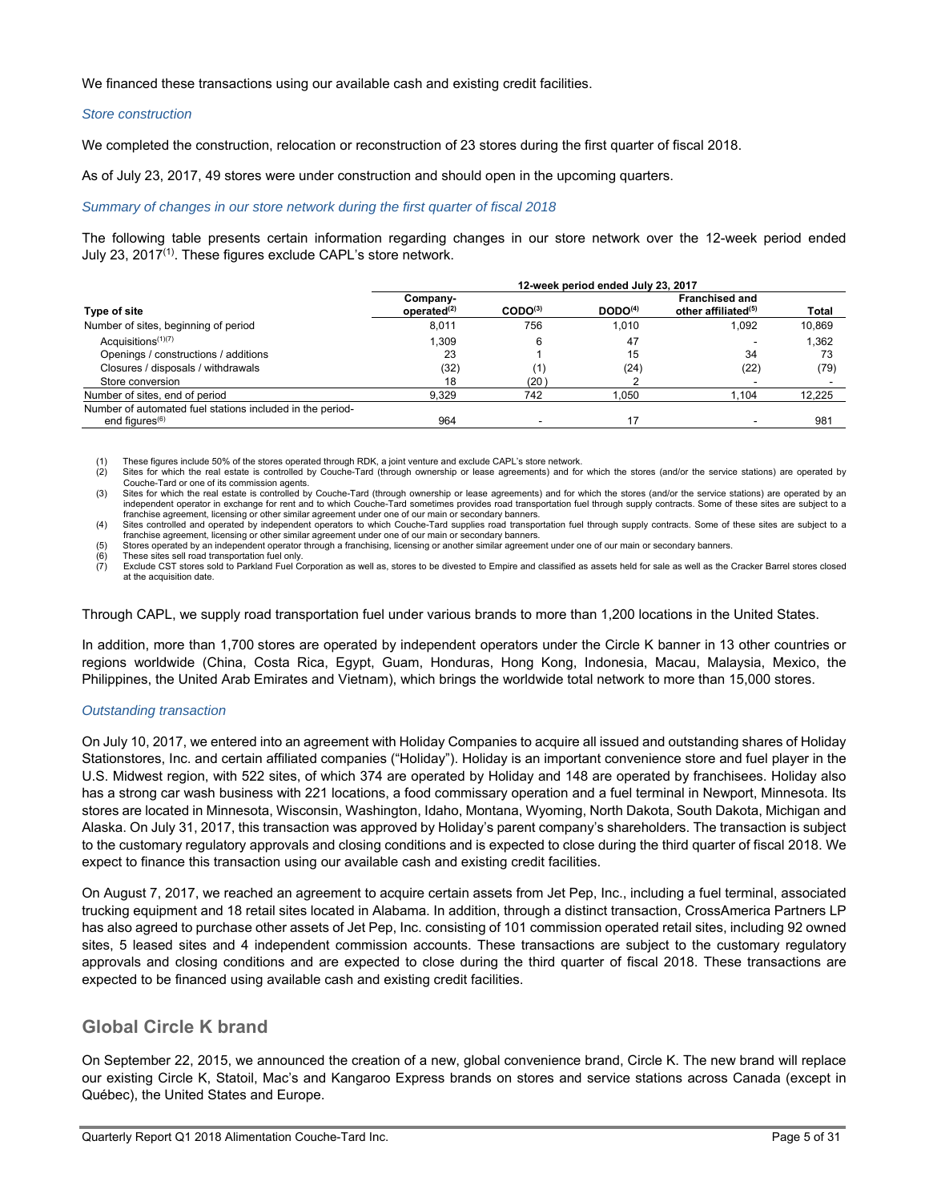We financed these transactions using our available cash and existing credit facilities.

*Store construction*

We completed the construction, relocation or reconstruction of 23 stores during the first quarter of fiscal 2018.

As of July 23, 2017, 49 stores were under construction and should open in the upcoming quarters.

*Summary of changes in our store network during the first quarter of fiscal 2018*

The following table presents certain information regarding changes in our store network over the 12-week period ended July 23, 2017[1]. These figures exclude CAPL's store network.

| | 12-week period ended July 23, 2017 | | | | |
|---|---|---|---|---|---|
| **Type of site** | **Company-operated[2]** | **CODO[3]** | **DODO[4]** | **Franchised and other affiliated[5]** | **Total** |
| Number of sites, beginning of period | 8,011 | 756 | 1,010 | 1,092 | 10,869 |
| Acquisitions[1][7] | 1,309 | 6 | 47 | - | 1,362 |
| Openings / constructions / additions | 23 | 1 | 15 | 34 | 73 |
| Closures / disposals / withdrawals | (32) | (1) | (24) | (22) | (79) |
| Store conversion | 18 | (20) | 2 | - | - |
| Number of sites, end of period | 9,329 | 742 | 1,050 | 1,104 | 12,225 |
| Number of automated fuel stations included in the period-end figures[6] | 964 | - | 17 | - | 981 |

(1) These figures include 50% of the stores operated through RDK, a joint venture and exclude CAPL's store network.
(2) Sites for which the real estate is controlled by Couche-Tard (through ownership or lease agreements) and for which the stores (and/or the service stations) are operated by Couche-Tard or one of its commission agents.
(3) Sites for which the real estate is controlled by Couche-Tard (through ownership or lease agreements) and for which the stores (and/or the service stations) are operated by an independent operator in exchange for rent and to which Couche-Tard sometimes provides road transportation fuel through supply contracts. Some of these sites are subject to a franchise agreement, licensing or other similar agreement under one of our main or secondary banners.
(4) Sites controlled and operated by independent operators to which Couche-Tard supplies road transportation fuel through supply contracts. Some of these sites are subject to a franchise agreement, licensing or other similar agreement under one of our main or secondary banners.
(5) Stores operated by an independent operator through a franchising, licensing or another similar agreement under one of our main or secondary banners.
(6) These sites sell road transportation fuel only.
(7) Exclude CST stores sold to Parkland Fuel Corporation as well as, stores to be divested to Empire and classified as assets held for sale as well as the Cracker Barrel stores closed at the acquisition date.

Through CAPL, we supply road transportation fuel under various brands to more than 1,200 locations in the United States.

In addition, more than 1,700 stores are operated by independent operators under the Circle K banner in 13 other countries or regions worldwide (China, Costa Rica, Egypt, Guam, Honduras, Hong Kong, Indonesia, Macau, Malaysia, Mexico, the Philippines, the United Arab Emirates and Vietnam), which brings the worldwide total network to more than 15,000 stores.

*Outstanding transaction*

On July 10, 2017, we entered into an agreement with Holiday Companies to acquire all issued and outstanding shares of Holiday Stationstores, Inc. and certain affiliated companies ("Holiday"). Holiday is an important convenience store and fuel player in the U.S. Midwest region, with 522 sites, of which 374 are operated by Holiday and 148 are operated by franchisees. Holiday also has a strong car wash business with 221 locations, a food commissary operation and a fuel terminal in Newport, Minnesota. Its stores are located in Minnesota, Wisconsin, Washington, Idaho, Montana, Wyoming, North Dakota, South Dakota, Michigan and Alaska. On July 31, 2017, this transaction was approved by Holiday's parent company's shareholders. The transaction is subject to the customary regulatory approvals and closing conditions and is expected to close during the third quarter of fiscal 2018. We expect to finance this transaction using our available cash and existing credit facilities.

On August 7, 2017, we reached an agreement to acquire certain assets from Jet Pep, Inc., including a fuel terminal, associated trucking equipment and 18 retail sites located in Alabama. In addition, through a distinct transaction, CrossAmerica Partners LP has also agreed to purchase other assets of Jet Pep, Inc. consisting of 101 commission operated retail sites, including 92 owned sites, 5 leased sites and 4 independent commission accounts. These transactions are subject to the customary regulatory approvals and closing conditions and are expected to close during the third quarter of fiscal 2018. These transactions are expected to be financed using available cash and existing credit facilities.

## Global Circle K brand

On September 22, 2015, we announced the creation of a new, global convenience brand, Circle K. The new brand will replace our existing Circle K, Statoil, Mac's and Kangaroo Express brands on stores and service stations across Canada (except in Québec), the United States and Europe.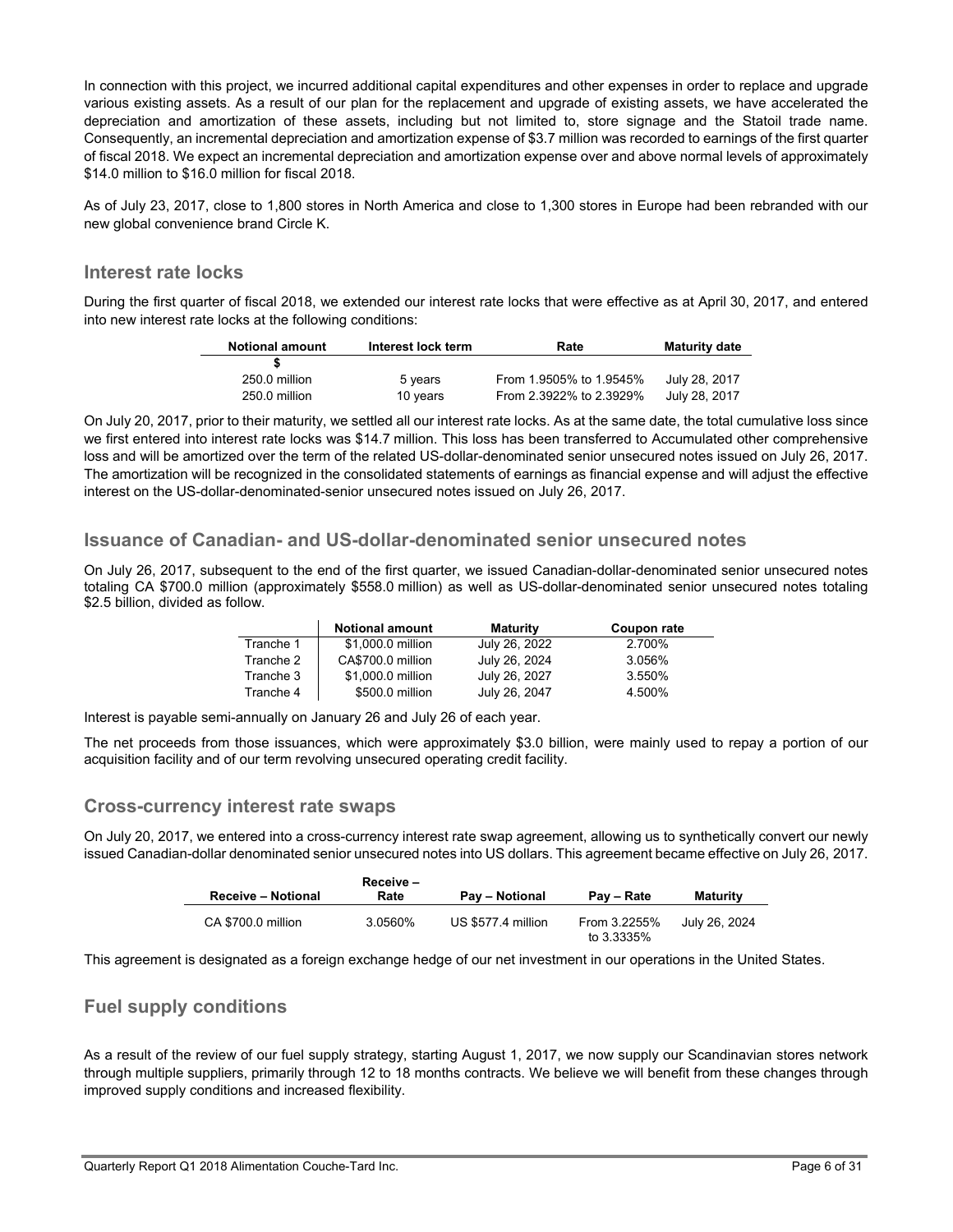In connection with this project, we incurred additional capital expenditures and other expenses in order to replace and upgrade various existing assets. As a result of our plan for the replacement and upgrade of existing assets, we have accelerated the depreciation and amortization of these assets, including but not limited to, store signage and the Statoil trade name. Consequently, an incremental depreciation and amortization expense of $3.7 million was recorded to earnings of the first quarter of fiscal 2018. We expect an incremental depreciation and amortization expense over and above normal levels of approximately $14.0 million to $16.0 million for fiscal 2018.

As of July 23, 2017, close to 1,800 stores in North America and close to 1,300 stores in Europe had been rebranded with our new global convenience brand Circle K.

## Interest rate locks

During the first quarter of fiscal 2018, we extended our interest rate locks that were effective as at April 30, 2017, and entered into new interest rate locks at the following conditions:

| Notional amount | Interest lock term | Rate | Maturity date |
|---|---|---|---|
| $ | | | |
| 250.0 million | 5 years | From 1.9505% to 1.9545% | July 28, 2017 |
| 250.0 million | 10 years | From 2.3922% to 2.3929% | July 28, 2017 |

On July 20, 2017, prior to their maturity, we settled all our interest rate locks. As at the same date, the total cumulative loss since we first entered into interest rate locks was $14.7 million. This loss has been transferred to Accumulated other comprehensive loss and will be amortized over the term of the related US-dollar-denominated senior unsecured notes issued on July 26, 2017. The amortization will be recognized in the consolidated statements of earnings as financial expense and will adjust the effective interest on the US-dollar-denominated-senior unsecured notes issued on July 26, 2017.

## Issuance of Canadian- and US-dollar-denominated senior unsecured notes

On July 26, 2017, subsequent to the end of the first quarter, we issued Canadian-dollar-denominated senior unsecured notes totaling CA $700.0 million (approximately $558.0 million) as well as US-dollar-denominated senior unsecured notes totaling $2.5 billion, divided as follow.

| | Notional amount | Maturity | Coupon rate |
|---|---|---|---|
| Tranche 1 | $1,000.0 million | July 26, 2022 | 2.700% |
| Tranche 2 | CA$700.0 million | July 26, 2024 | 3.056% |
| Tranche 3 | $1,000.0 million | July 26, 2027 | 3.550% |
| Tranche 4 | $500.0 million | July 26, 2047 | 4.500% |

Interest is payable semi-annually on January 26 and July 26 of each year.

The net proceeds from those issuances, which were approximately $3.0 billion, were mainly used to repay a portion of our acquisition facility and of our term revolving unsecured operating credit facility.

## Cross-currency interest rate swaps

On July 20, 2017, we entered into a cross-currency interest rate swap agreement, allowing us to synthetically convert our newly issued Canadian-dollar denominated senior unsecured notes into US dollars. This agreement became effective on July 26, 2017.

| Receive – Notional | Receive – Rate | Pay – Notional | Pay – Rate | Maturity |
|---|---|---|---|---|
| CA $700.0 million | 3.0560% | US $577.4 million | From 3.2255% to 3.3335% | July 26, 2024 |

This agreement is designated as a foreign exchange hedge of our net investment in our operations in the United States.

## Fuel supply conditions

As a result of the review of our fuel supply strategy, starting August 1, 2017, we now supply our Scandinavian stores network through multiple suppliers, primarily through 12 to 18 months contracts. We believe we will benefit from these changes through improved supply conditions and increased flexibility.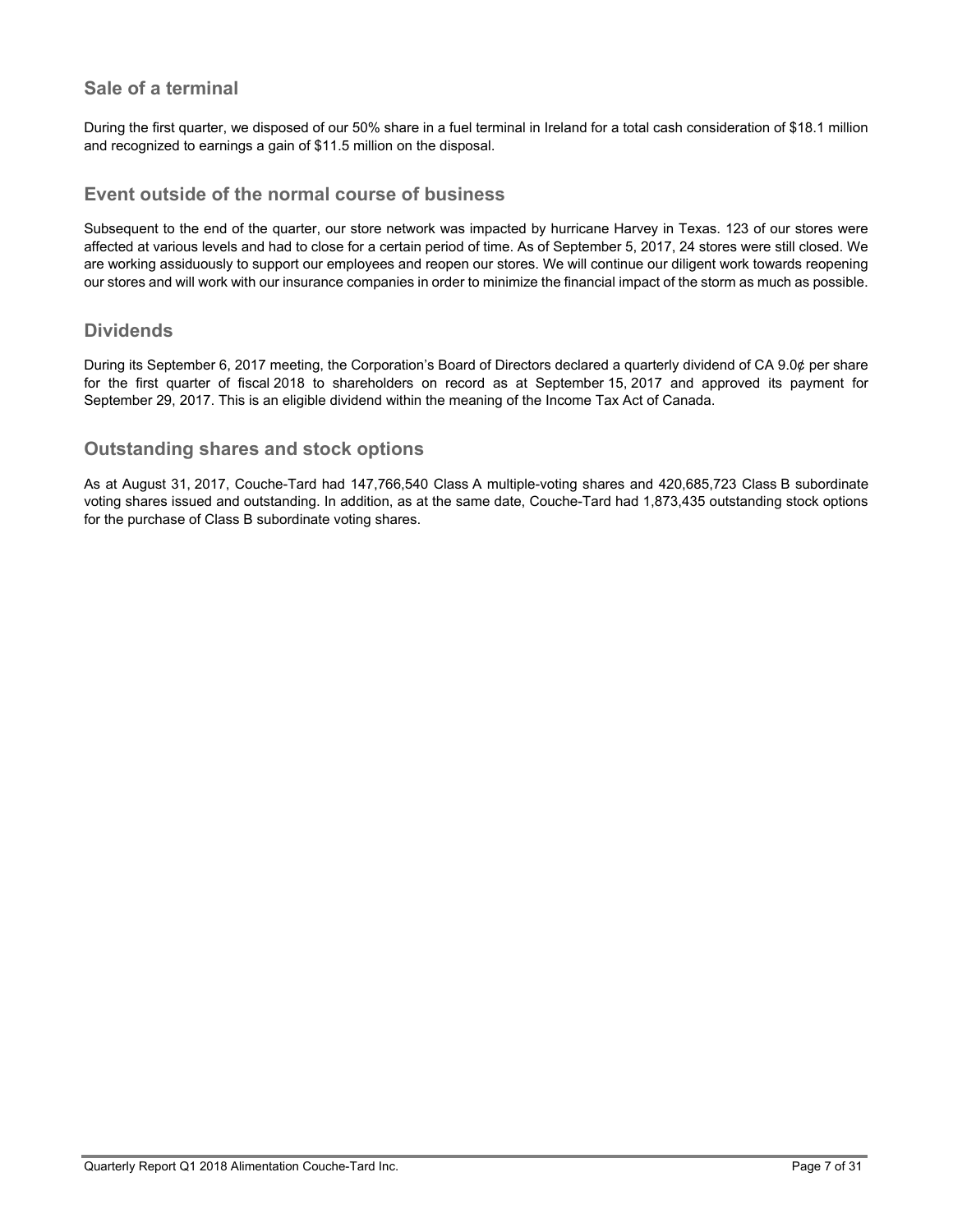## Sale of a terminal

During the first quarter, we disposed of our 50% share in a fuel terminal in Ireland for a total cash consideration of $18.1 million and recognized to earnings a gain of $11.5 million on the disposal.

## Event outside of the normal course of business

Subsequent to the end of the quarter, our store network was impacted by hurricane Harvey in Texas. 123 of our stores were affected at various levels and had to close for a certain period of time. As of September 5, 2017, 24 stores were still closed. We are working assiduously to support our employees and reopen our stores. We will continue our diligent work towards reopening our stores and will work with our insurance companies in order to minimize the financial impact of the storm as much as possible.

## Dividends

During its September 6, 2017 meeting, the Corporation's Board of Directors declared a quarterly dividend of CA 9.0¢ per share for the first quarter of fiscal 2018 to shareholders on record as at September 15, 2017 and approved its payment for September 29, 2017. This is an eligible dividend within the meaning of the Income Tax Act of Canada.

## Outstanding shares and stock options

As at August 31, 2017, Couche-Tard had 147,766,540 Class A multiple-voting shares and 420,685,723 Class B subordinate voting shares issued and outstanding. In addition, as at the same date, Couche-Tard had 1,873,435 outstanding stock options for the purchase of Class B subordinate voting shares.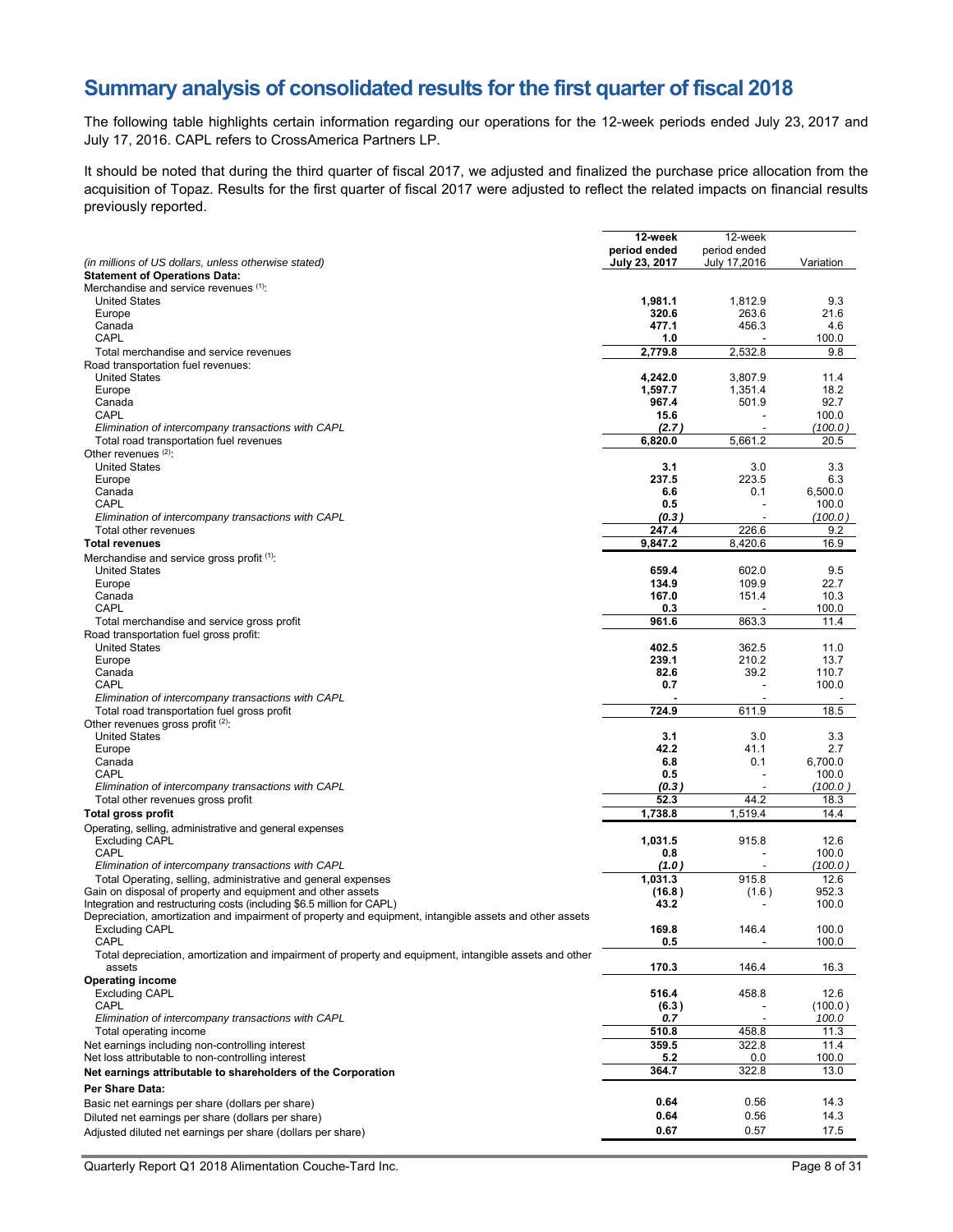## Summary analysis of consolidated results for the first quarter of fiscal 2018

The following table highlights certain information regarding our operations for the 12-week periods ended July 23, 2017 and July 17, 2016. CAPL refers to CrossAmerica Partners LP.

It should be noted that during the third quarter of fiscal 2017, we adjusted and finalized the purchase price allocation from the acquisition of Topaz. Results for the first quarter of fiscal 2017 were adjusted to reflect the related impacts on financial results previously reported.

| *(in millions of US dollars, unless otherwise stated)* | **12-week period ended July 23, 2017** | 12-week period ended July 17,2016 | Variation |
|---|---|---|---|
| **Statement of Operations Data:** | | | |
| Merchandise and service revenues [(1)]: | | | |
| United States | **1,981.1** | 1,812.9 | 9.3 |
| Europe | **320.6** | 263.6 | 21.6 |
| Canada | **477.1** | 456.3 | 4.6 |
| CAPL | **1.0** | - | 100.0 |
| Total merchandise and service revenues | **2,779.8** | 2,532.8 | 9.8 |
| Road transportation fuel revenues: | | | |
| United States | **4,242.0** | 3,807.9 | 11.4 |
| Europe | **1,597.7** | 1,351.4 | 18.2 |
| Canada | **967.4** | 501.9 | 92.7 |
| CAPL | **15.6** | - | 100.0 |
| *Elimination of intercompany transactions with CAPL* | ***(2.7)*** | - | *(100.0)* |
| Total road transportation fuel revenues | **6,820.0** | 5,661.2 | 20.5 |
| Other revenues [(2)]: | | | |
| United States | **3.1** | 3.0 | 3.3 |
| Europe | **237.5** | 223.5 | 6.3 |
| Canada | **6.6** | 0.1 | 6,500.0 |
| CAPL | **0.5** | - | 100.0 |
| *Elimination of intercompany transactions with CAPL* | ***(0.3)*** | - | *(100.0)* |
| Total other revenues | **247.4** | 226.6 | 9.2 |
| **Total revenues** | **9,847.2** | 8,420.6 | 16.9 |
| Merchandise and service gross profit [(1)]: | | | |
| United States | **659.4** | 602.0 | 9.5 |
| Europe | **134.9** | 109.9 | 22.7 |
| Canada | **167.0** | 151.4 | 10.3 |
| CAPL | **0.3** | - | 100.0 |
| Total merchandise and service gross profit | **961.6** | 863.3 | 11.4 |
| Road transportation fuel gross profit: | | | |
| United States | **402.5** | 362.5 | 11.0 |
| Europe | **239.1** | 210.2 | 13.7 |
| Canada | **82.6** | 39.2 | 110.7 |
| CAPL | **0.7** | - | 100.0 |
| *Elimination of intercompany transactions with CAPL* | **-** | - | - |
| Total road transportation fuel gross profit | **724.9** | 611.9 | 18.5 |
| Other revenues gross profit [(2)]: | | | |
| United States | **3.1** | 3.0 | 3.3 |
| Europe | **42.2** | 41.1 | 2.7 |
| Canada | **6.8** | 0.1 | 6,700.0 |
| CAPL | **0.5** | - | 100.0 |
| *Elimination of intercompany transactions with CAPL* | ***(0.3)*** | - | *(100.0)* |
| Total other revenues gross profit | **52.3** | 44.2 | 18.3 |
| **Total gross profit** | **1,738.8** | 1,519.4 | 14.4 |
| Operating, selling, administrative and general expenses | | | |
| Excluding CAPL | **1,031.5** | 915.8 | 12.6 |
| CAPL | **0.8** | - | 100.0 |
| *Elimination of intercompany transactions with CAPL* | ***(1.0)*** | - | *(100.0)* |
| Total Operating, selling, administrative and general expenses | **1,031.3** | 915.8 | 12.6 |
| Gain on disposal of property and equipment and other assets | **(16.8)** | (1.6) | 952.3 |
| Integration and restructuring costs (including $6.5 million for CAPL) | **43.2** | - | 100.0 |
| Depreciation, amortization and impairment of property and equipment, intangible assets and other assets | | | |
| Excluding CAPL | **169.8** | 146.4 | 100.0 |
| CAPL | **0.5** | - | 100.0 |
| Total depreciation, amortization and impairment of property and equipment, intangible assets and other assets | **170.3** | 146.4 | 16.3 |
| **Operating income** | | | |
| Excluding CAPL | **516.4** | 458.8 | 12.6 |
| CAPL | **(6.3)** | - | (100.0) |
| *Elimination of intercompany transactions with CAPL* | ***0.7*** | - | *100.0* |
| Total operating income | **510.8** | 458.8 | 11.3 |
| Net earnings including non-controlling interest | **359.5** | 322.8 | 11.4 |
| Net loss attributable to non-controlling interest | **5.2** | 0.0 | 100.0 |
| **Net earnings attributable to shareholders of the Corporation** | **364.7** | 322.8 | 13.0 |
| **Per Share Data:** | | | |
| Basic net earnings per share (dollars per share) | **0.64** | 0.56 | 14.3 |
| Diluted net earnings per share (dollars per share) | **0.64** | 0.56 | 14.3 |
| Adjusted diluted net earnings per share (dollars per share) | **0.67** | 0.57 | 17.5 |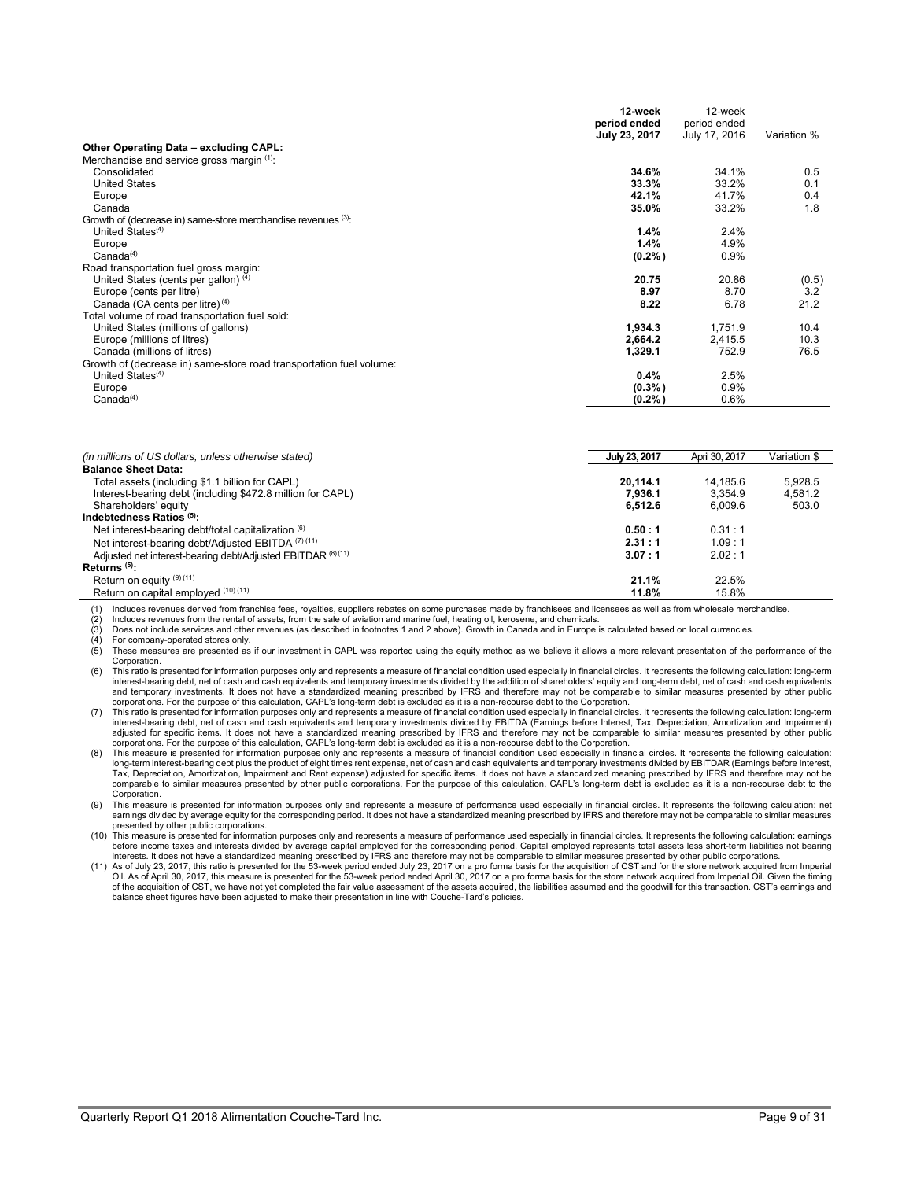| | 12-week period ended July 23, 2017 | 12-week period ended July 17, 2016 | Variation % |
|---|---|---|---|
| **Other Operating Data – excluding CAPL:** | | | |
| Merchandise and service gross margin [(1)]: | | | |
| Consolidated | **34.6%** | 34.1% | 0.5 |
| United States | **33.3%** | 33.2% | 0.1 |
| Europe | **42.1%** | 41.7% | 0.4 |
| Canada | **35.0%** | 33.2% | 1.8 |
| Growth of (decrease in) same-store merchandise revenues [(3)]: | | | |
| United States[(4)] | **1.4%** | 2.4% | |
| Europe | **1.4%** | 4.9% | |
| Canada[(4)] | **(0.2%)** | 0.9% | |
| Road transportation fuel gross margin: | | | |
| United States (cents per gallon) [(4)] | **20.75** | 20.86 | (0.5) |
| Europe (cents per litre) | **8.97** | 8.70 | 3.2 |
| Canada (CA cents per litre) [(4)] | **8.22** | 6.78 | 21.2 |
| Total volume of road transportation fuel sold: | | | |
| United States (millions of gallons) | **1,934.3** | 1,751.9 | 10.4 |
| Europe (millions of litres) | **2,664.2** | 2,415.5 | 10.3 |
| Canada (millions of litres) | **1,329.1** | 752.9 | 76.5 |
| Growth of (decrease in) same-store road transportation fuel volume: | | | |
| United States[(4)] | **0.4%** | 2.5% | |
| Europe | **(0.3%)** | 0.9% | |
| Canada[(4)] | **(0.2%)** | 0.6% | |

| *(in millions of US dollars, unless otherwise stated)* | July 23, 2017 | April 30, 2017 | Variation $ |
|---|---|---|---|
| **Balance Sheet Data:** | | | |
| Total assets (including $1.1 billion for CAPL) | **20,114.1** | 14,185.6 | 5,928.5 |
| Interest-bearing debt (including $472.8 million for CAPL) | **7,936.1** | 3,354.9 | 4,581.2 |
| Shareholders' equity | **6,512.6** | 6,009.6 | 503.0 |
| **Indebtedness Ratios [(5)]:** | | | |
| Net interest-bearing debt/total capitalization [(6)] | **0.50 : 1** | 0.31 : 1 | |
| Net interest-bearing debt/Adjusted EBITDA [(7) (11)] | **2.31 : 1** | 1.09 : 1 | |
| Adjusted net interest-bearing debt/Adjusted EBITDAR [(8) (11)] | **3.07 : 1** | 2.02 : 1 | |
| **Returns [(5)]:** | | | |
| Return on equity [(9) (11)] | **21.1%** | 22.5% | |
| Return on capital employed [(10) (11)] | **11.8%** | 15.8% | |

(1) Includes revenues derived from franchise fees, royalties, suppliers rebates on some purchases made by franchisees and licensees as well as from wholesale merchandise.
(2) Includes revenues from the rental of assets, from the sale of aviation and marine fuel, heating oil, kerosene, and chemicals.
(3) Does not include services and other revenues (as described in footnotes 1 and 2 above). Growth in Canada and in Europe is calculated based on local currencies.
(4) For company-operated stores only.
(5) These measures are presented as if our investment in CAPL was reported using the equity method as we believe it allows a more relevant presentation of the performance of the Corporation.
(6) This ratio is presented for information purposes only and represents a measure of financial condition used especially in financial circles. It represents the following calculation: long-term interest-bearing debt, net of cash and cash equivalents and temporary investments divided by the addition of shareholders' equity and long-term debt, net of cash and cash equivalents and temporary investments. It does not have a standardized meaning prescribed by IFRS and therefore may not be comparable to similar measures presented by other public corporations. For the purpose of this calculation, CAPL's long-term debt is excluded as it is a non-recourse debt to the Corporation.
(7) This ratio is presented for information purposes only and represents a measure of financial condition used especially in financial circles. It represents the following calculation: long-term interest-bearing debt, net of cash and cash equivalents and temporary investments divided by EBITDA (Earnings before Interest, Tax, Depreciation, Amortization and Impairment) adjusted for specific items. It does not have a standardized meaning prescribed by IFRS and therefore may not be comparable to similar measures presented by other public corporations. For the purpose of this calculation, CAPL's long-term debt is excluded as it is a non-recourse debt to the Corporation.
(8) This measure is presented for information purposes only and represents a measure of financial condition used especially in financial circles. It represents the following calculation: long-term interest-bearing debt plus the product of eight times rent expense, net of cash and cash equivalents and temporary investments divided by EBITDAR (Earnings before Interest, Tax, Depreciation, Amortization, Impairment and Rent expense) adjusted for specific items. It does not have a standardized meaning prescribed by IFRS and therefore may not be comparable to similar measures presented by other public corporations. For the purpose of this calculation, CAPL's long-term debt is excluded as it is a non-recourse debt to the Corporation.
(9) This measure is presented for information purposes only and represents a measure of performance used especially in financial circles. It represents the following calculation: net earnings divided by average equity for the corresponding period. It does not have a standardized meaning prescribed by IFRS and therefore may not be comparable to similar measures presented by other public corporations.
(10) This measure is presented for information purposes only and represents a measure of performance used especially in financial circles. It represents the following calculation: earnings before income taxes and interests divided by average capital employed for the corresponding period. Capital employed represents total assets less short-term liabilities not bearing interests. It does not have a standardized meaning prescribed by IFRS and therefore may not be comparable to similar measures presented by other public corporations.
(11) As of July 23, 2017, this ratio is presented for the 53-week period ended July 23, 2017 on a pro forma basis for the acquisition of CST and for the store network acquired from Imperial Oil. As of April 30, 2017, this measure is presented for the 53-week period ended April 30, 2017 on a pro forma basis for the store network acquired from Imperial Oil. Given the timing of the acquisition of CST, we have not yet completed the fair value assessment of the assets acquired, the liabilities assumed and the goodwill for this transaction. CST's earnings and balance sheet figures have been adjusted to make their presentation in line with Couche-Tard's policies.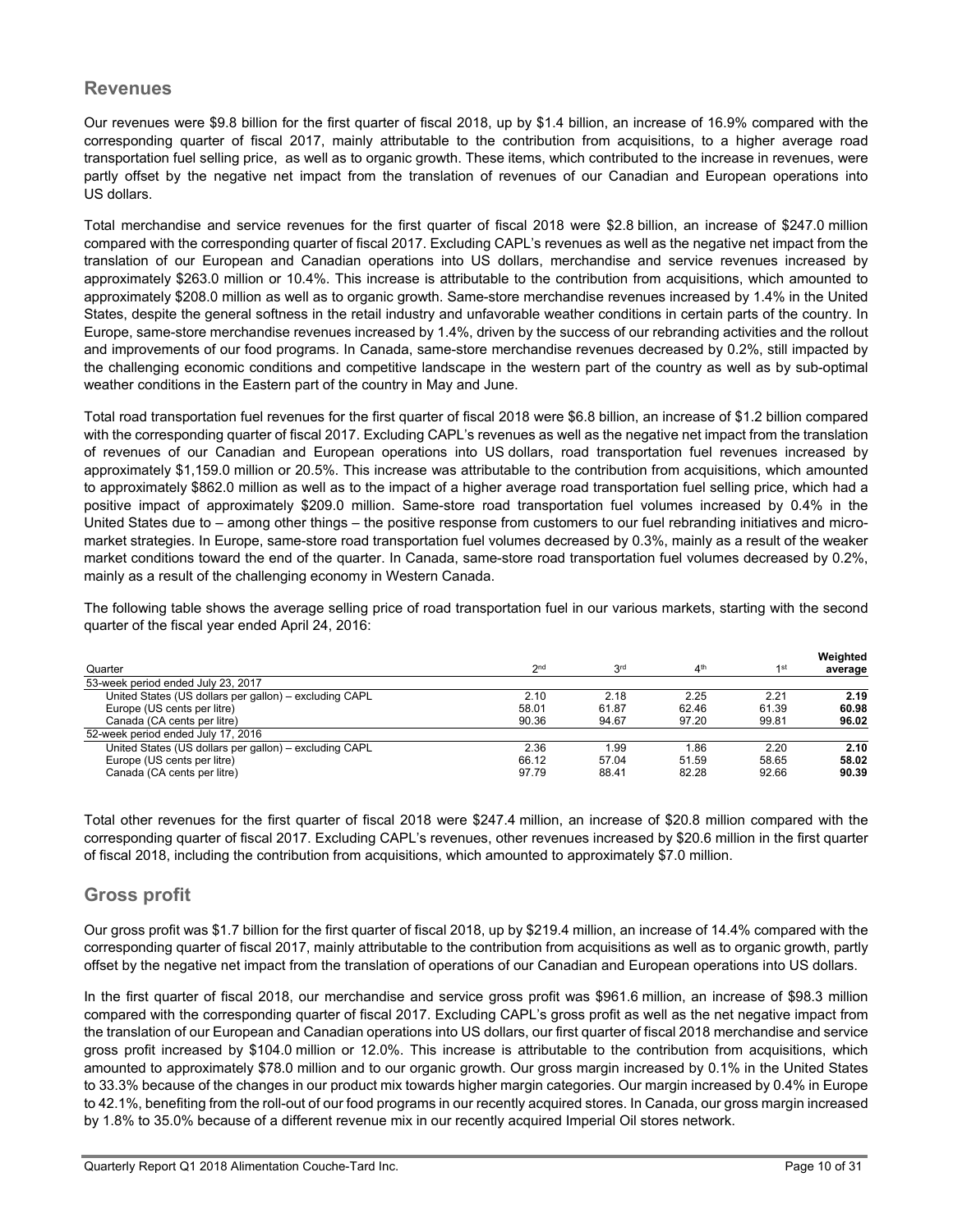## Revenues

Our revenues were $9.8 billion for the first quarter of fiscal 2018, up by $1.4 billion, an increase of 16.9% compared with the corresponding quarter of fiscal 2017, mainly attributable to the contribution from acquisitions, to a higher average road transportation fuel selling price, as well as to organic growth. These items, which contributed to the increase in revenues, were partly offset by the negative net impact from the translation of revenues of our Canadian and European operations into US dollars.

Total merchandise and service revenues for the first quarter of fiscal 2018 were $2.8 billion, an increase of $247.0 million compared with the corresponding quarter of fiscal 2017. Excluding CAPL's revenues as well as the negative net impact from the translation of our European and Canadian operations into US dollars, merchandise and service revenues increased by approximately $263.0 million or 10.4%. This increase is attributable to the contribution from acquisitions, which amounted to approximately $208.0 million as well as to organic growth. Same-store merchandise revenues increased by 1.4% in the United States, despite the general softness in the retail industry and unfavorable weather conditions in certain parts of the country. In Europe, same-store merchandise revenues increased by 1.4%, driven by the success of our rebranding activities and the rollout and improvements of our food programs. In Canada, same-store merchandise revenues decreased by 0.2%, still impacted by the challenging economic conditions and competitive landscape in the western part of the country as well as by sub-optimal weather conditions in the Eastern part of the country in May and June.

Total road transportation fuel revenues for the first quarter of fiscal 2018 were $6.8 billion, an increase of $1.2 billion compared with the corresponding quarter of fiscal 2017. Excluding CAPL's revenues as well as the negative net impact from the translation of revenues of our Canadian and European operations into US dollars, road transportation fuel revenues increased by approximately $1,159.0 million or 20.5%. This increase was attributable to the contribution from acquisitions, which amounted to approximately $862.0 million as well as to the impact of a higher average road transportation fuel selling price, which had a positive impact of approximately $209.0 million. Same-store road transportation fuel volumes increased by 0.4% in the United States due to – among other things – the positive response from customers to our fuel rebranding initiatives and micro-market strategies. In Europe, same-store road transportation fuel volumes decreased by 0.3%, mainly as a result of the weaker market conditions toward the end of the quarter. In Canada, same-store road transportation fuel volumes decreased by 0.2%, mainly as a result of the challenging economy in Western Canada.

The following table shows the average selling price of road transportation fuel in our various markets, starting with the second quarter of the fiscal year ended April 24, 2016:

| Quarter | 2nd | 3rd | 4th | 1st | Weighted average |
|---|---|---|---|---|---|
| 53-week period ended July 23, 2017 | | | | | |
| United States (US dollars per gallon) – excluding CAPL | 2.10 | 2.18 | 2.25 | 2.21 | **2.19** |
| Europe (US cents per litre) | 58.01 | 61.87 | 62.46 | 61.39 | **60.98** |
| Canada (CA cents per litre) | 90.36 | 94.67 | 97.20 | 99.81 | **96.02** |
| 52-week period ended July 17, 2016 | | | | | |
| United States (US dollars per gallon) – excluding CAPL | 2.36 | 1.99 | 1.86 | 2.20 | **2.10** |
| Europe (US cents per litre) | 66.12 | 57.04 | 51.59 | 58.65 | **58.02** |
| Canada (CA cents per litre) | 97.79 | 88.41 | 82.28 | 92.66 | **90.39** |

Total other revenues for the first quarter of fiscal 2018 were $247.4 million, an increase of $20.8 million compared with the corresponding quarter of fiscal 2017. Excluding CAPL's revenues, other revenues increased by $20.6 million in the first quarter of fiscal 2018, including the contribution from acquisitions, which amounted to approximately $7.0 million.

## Gross profit

Our gross profit was $1.7 billion for the first quarter of fiscal 2018, up by $219.4 million, an increase of 14.4% compared with the corresponding quarter of fiscal 2017, mainly attributable to the contribution from acquisitions as well as to organic growth, partly offset by the negative net impact from the translation of operations of our Canadian and European operations into US dollars.

In the first quarter of fiscal 2018, our merchandise and service gross profit was $961.6 million, an increase of $98.3 million compared with the corresponding quarter of fiscal 2017. Excluding CAPL's gross profit as well as the net negative impact from the translation of our European and Canadian operations into US dollars, our first quarter of fiscal 2018 merchandise and service gross profit increased by $104.0 million or 12.0%. This increase is attributable to the contribution from acquisitions, which amounted to approximately $78.0 million and to our organic growth. Our gross margin increased by 0.1% in the United States to 33.3% because of the changes in our product mix towards higher margin categories. Our margin increased by 0.4% in Europe to 42.1%, benefiting from the roll-out of our food programs in our recently acquired stores. In Canada, our gross margin increased by 1.8% to 35.0% because of a different revenue mix in our recently acquired Imperial Oil stores network.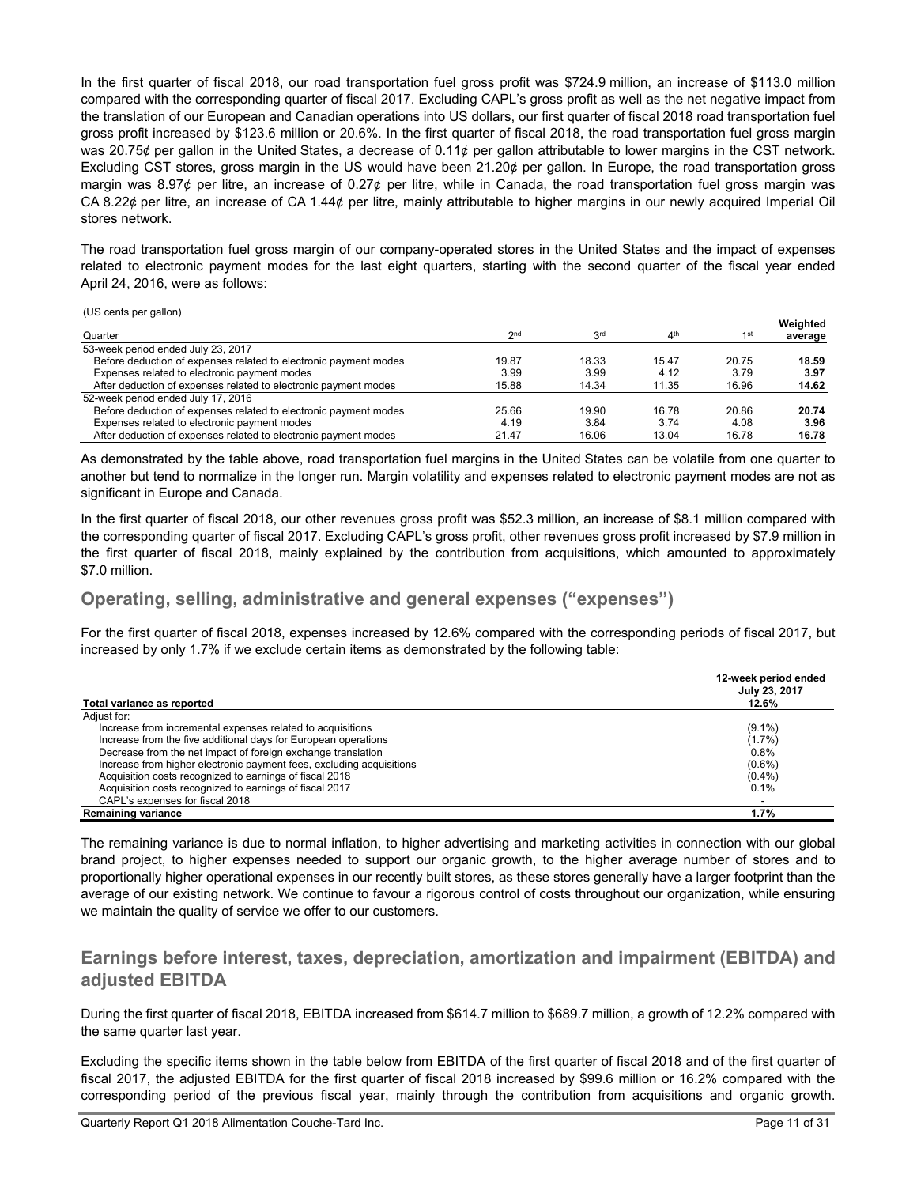In the first quarter of fiscal 2018, our road transportation fuel gross profit was $724.9 million, an increase of $113.0 million compared with the corresponding quarter of fiscal 2017. Excluding CAPL's gross profit as well as the net negative impact from the translation of our European and Canadian operations into US dollars, our first quarter of fiscal 2018 road transportation fuel gross profit increased by $123.6 million or 20.6%. In the first quarter of fiscal 2018, the road transportation fuel gross margin was 20.75¢ per gallon in the United States, a decrease of 0.11¢ per gallon attributable to lower margins in the CST network. Excluding CST stores, gross margin in the US would have been 21.20¢ per gallon. In Europe, the road transportation gross margin was 8.97¢ per litre, an increase of 0.27¢ per litre, while in Canada, the road transportation fuel gross margin was CA 8.22¢ per litre, an increase of CA 1.44¢ per litre, mainly attributable to higher margins in our newly acquired Imperial Oil stores network.

The road transportation fuel gross margin of our company-operated stores in the United States and the impact of expenses related to electronic payment modes for the last eight quarters, starting with the second quarter of the fiscal year ended April 24, 2016, were as follows:

(US cents per gallon)

| Quarter | 2nd | 3rd | 4th | 1st | Weighted average |
|---|---|---|---|---|---|
| 53-week period ended July 23, 2017 | | | | | |
| Before deduction of expenses related to electronic payment modes | 19.87 | 18.33 | 15.47 | 20.75 | **18.59** |
| Expenses related to electronic payment modes | 3.99 | 3.99 | 4.12 | 3.79 | **3.97** |
| After deduction of expenses related to electronic payment modes | 15.88 | 14.34 | 11.35 | 16.96 | **14.62** |
| 52-week period ended July 17, 2016 | | | | | |
| Before deduction of expenses related to electronic payment modes | 25.66 | 19.90 | 16.78 | 20.86 | **20.74** |
| Expenses related to electronic payment modes | 4.19 | 3.84 | 3.74 | 4.08 | **3.96** |
| After deduction of expenses related to electronic payment modes | 21.47 | 16.06 | 13.04 | 16.78 | **16.78** |

As demonstrated by the table above, road transportation fuel margins in the United States can be volatile from one quarter to another but tend to normalize in the longer run. Margin volatility and expenses related to electronic payment modes are not as significant in Europe and Canada.

In the first quarter of fiscal 2018, our other revenues gross profit was $52.3 million, an increase of $8.1 million compared with the corresponding quarter of fiscal 2017. Excluding CAPL's gross profit, other revenues gross profit increased by $7.9 million in the first quarter of fiscal 2018, mainly explained by the contribution from acquisitions, which amounted to approximately $7.0 million.

## Operating, selling, administrative and general expenses ("expenses")

For the first quarter of fiscal 2018, expenses increased by 12.6% compared with the corresponding periods of fiscal 2017, but increased by only 1.7% if we exclude certain items as demonstrated by the following table:

| | 12-week period ended July 23, 2017 |
|---|---|
| **Total variance as reported** | **12.6%** |
| Adjust for: | |
| Increase from incremental expenses related to acquisitions | (9.1%) |
| Increase from the five additional days for European operations | (1.7%) |
| Decrease from the net impact of foreign exchange translation | 0.8% |
| Increase from higher electronic payment fees, excluding acquisitions | (0.6%) |
| Acquisition costs recognized to earnings of fiscal 2018 | (0.4%) |
| Acquisition costs recognized to earnings of fiscal 2017 | 0.1% |
| CAPL's expenses for fiscal 2018 | - |
| **Remaining variance** | **1.7%** |

The remaining variance is due to normal inflation, to higher advertising and marketing activities in connection with our global brand project, to higher expenses needed to support our organic growth, to the higher average number of stores and to proportionally higher operational expenses in our recently built stores, as these stores generally have a larger footprint than the average of our existing network. We continue to favour a rigorous control of costs throughout our organization, while ensuring we maintain the quality of service we offer to our customers.

## Earnings before interest, taxes, depreciation, amortization and impairment (EBITDA) and adjusted EBITDA

During the first quarter of fiscal 2018, EBITDA increased from $614.7 million to $689.7 million, a growth of 12.2% compared with the same quarter last year.

Excluding the specific items shown in the table below from EBITDA of the first quarter of fiscal 2018 and of the first quarter of fiscal 2017, the adjusted EBITDA for the first quarter of fiscal 2018 increased by $99.6 million or 16.2% compared with the corresponding period of the previous fiscal year, mainly through the contribution from acquisitions and organic growth.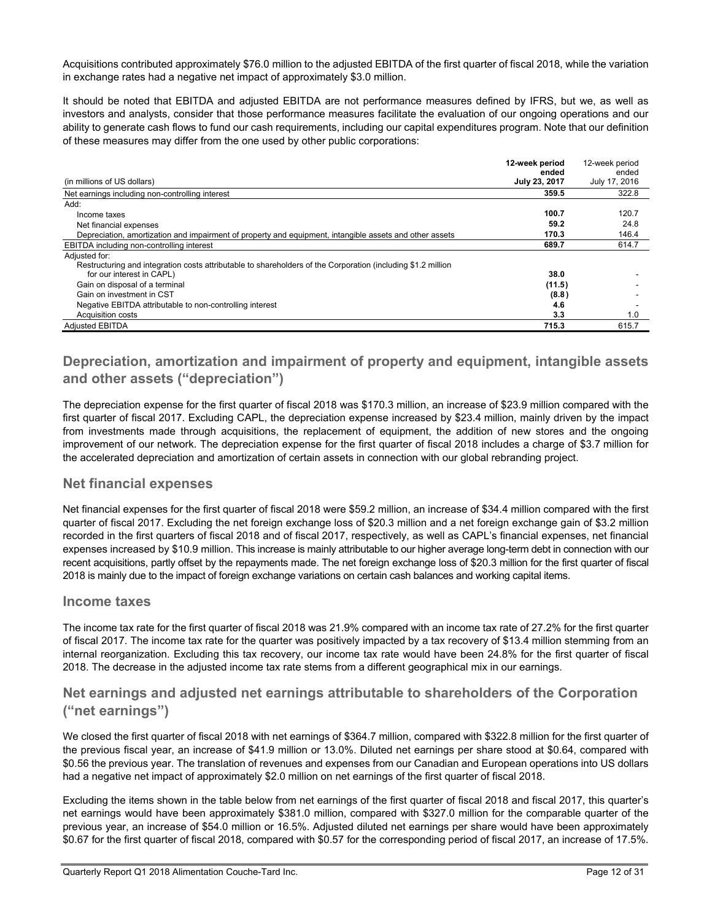Acquisitions contributed approximately $76.0 million to the adjusted EBITDA of the first quarter of fiscal 2018, while the variation in exchange rates had a negative net impact of approximately $3.0 million.

It should be noted that EBITDA and adjusted EBITDA are not performance measures defined by IFRS, but we, as well as investors and analysts, consider that those performance measures facilitate the evaluation of our ongoing operations and our ability to generate cash flows to fund our cash requirements, including our capital expenditures program. Note that our definition of these measures may differ from the one used by other public corporations:

| (in millions of US dollars) | **12-week period ended July 23, 2017** | 12-week period ended July 17, 2016 |
|---|---|---|
| Net earnings including non-controlling interest | **359.5** | 322.8 |
| Add: | | |
| Income taxes | **100.7** | 120.7 |
| Net financial expenses | **59.2** | 24.8 |
| Depreciation, amortization and impairment of property and equipment, intangible assets and other assets | **170.3** | 146.4 |
| EBITDA including non-controlling interest | **689.7** | 614.7 |
| Adjusted for: | | |
| Restructuring and integration costs attributable to shareholders of the Corporation (including $1.2 million for our interest in CAPL) | **38.0** | - |
| Gain on disposal of a terminal | **(11.5)** | - |
| Gain on investment in CST | **(8.8)** | - |
| Negative EBITDA attributable to non-controlling interest | **4.6** | - |
| Acquisition costs | **3.3** | 1.0 |
| Adjusted EBITDA | **715.3** | 615.7 |

## Depreciation, amortization and impairment of property and equipment, intangible assets and other assets ("depreciation")

The depreciation expense for the first quarter of fiscal 2018 was $170.3 million, an increase of $23.9 million compared with the first quarter of fiscal 2017. Excluding CAPL, the depreciation expense increased by $23.4 million, mainly driven by the impact from investments made through acquisitions, the replacement of equipment, the addition of new stores and the ongoing improvement of our network. The depreciation expense for the first quarter of fiscal 2018 includes a charge of $3.7 million for the accelerated depreciation and amortization of certain assets in connection with our global rebranding project.

## Net financial expenses

Net financial expenses for the first quarter of fiscal 2018 were $59.2 million, an increase of $34.4 million compared with the first quarter of fiscal 2017. Excluding the net foreign exchange loss of $20.3 million and a net foreign exchange gain of $3.2 million recorded in the first quarters of fiscal 2018 and of fiscal 2017, respectively, as well as CAPL's financial expenses, net financial expenses increased by $10.9 million. This increase is mainly attributable to our higher average long-term debt in connection with our recent acquisitions, partly offset by the repayments made. The net foreign exchange loss of $20.3 million for the first quarter of fiscal 2018 is mainly due to the impact of foreign exchange variations on certain cash balances and working capital items.

## Income taxes

The income tax rate for the first quarter of fiscal 2018 was 21.9% compared with an income tax rate of 27.2% for the first quarter of fiscal 2017. The income tax rate for the quarter was positively impacted by a tax recovery of $13.4 million stemming from an internal reorganization. Excluding this tax recovery, our income tax rate would have been 24.8% for the first quarter of fiscal 2018. The decrease in the adjusted income tax rate stems from a different geographical mix in our earnings.

## Net earnings and adjusted net earnings attributable to shareholders of the Corporation ("net earnings")

We closed the first quarter of fiscal 2018 with net earnings of $364.7 million, compared with $322.8 million for the first quarter of the previous fiscal year, an increase of $41.9 million or 13.0%. Diluted net earnings per share stood at $0.64, compared with $0.56 the previous year. The translation of revenues and expenses from our Canadian and European operations into US dollars had a negative net impact of approximately $2.0 million on net earnings of the first quarter of fiscal 2018.

Excluding the items shown in the table below from net earnings of the first quarter of fiscal 2018 and fiscal 2017, this quarter's net earnings would have been approximately $381.0 million, compared with $327.0 million for the comparable quarter of the previous year, an increase of $54.0 million or 16.5%. Adjusted diluted net earnings per share would have been approximately $0.67 for the first quarter of fiscal 2018, compared with $0.57 for the corresponding period of fiscal 2017, an increase of 17.5%.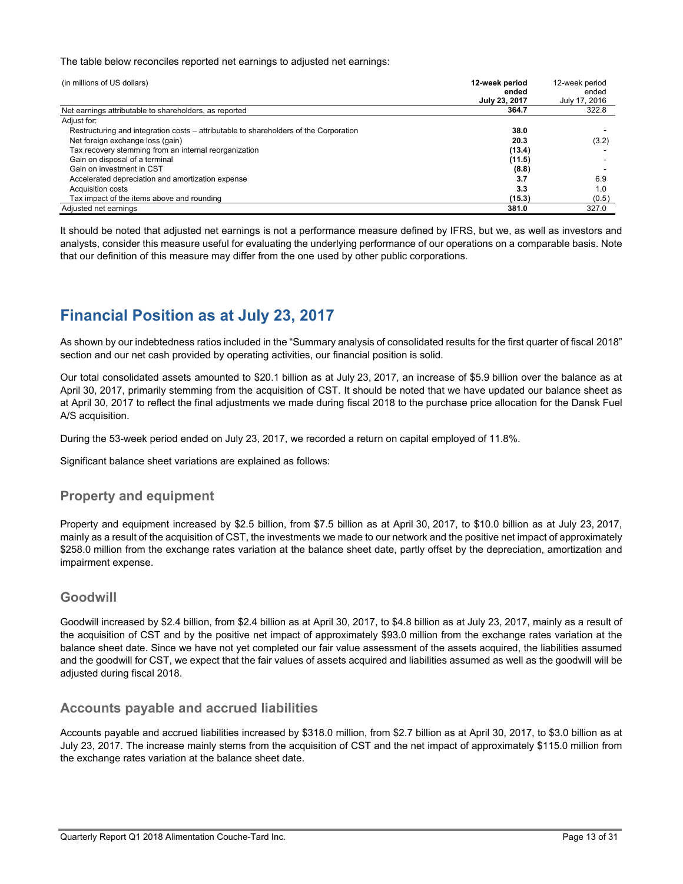The table below reconciles reported net earnings to adjusted net earnings:

| (in millions of US dollars) | **12-week period ended July 23, 2017** | 12-week period ended July 17, 2016 |
|---|---|---|
| Net earnings attributable to shareholders, as reported | **364.7** | 322.8 |
| Adjust for: | | |
| Restructuring and integration costs – attributable to shareholders of the Corporation | **38.0** | - |
| Net foreign exchange loss (gain) | **20.3** | (3.2) |
| Tax recovery stemming from an internal reorganization | **(13.4)** | - |
| Gain on disposal of a terminal | **(11.5)** | - |
| Gain on investment in CST | **(8.8)** | - |
| Accelerated depreciation and amortization expense | **3.7** | 6.9 |
| Acquisition costs | **3.3** | 1.0 |
| Tax impact of the items above and rounding | **(15.3)** | (0.5) |
| Adjusted net earnings | **381.0** | 327.0 |

It should be noted that adjusted net earnings is not a performance measure defined by IFRS, but we, as well as investors and analysts, consider this measure useful for evaluating the underlying performance of our operations on a comparable basis. Note that our definition of this measure may differ from the one used by other public corporations.

# Financial Position as at July 23, 2017

As shown by our indebtedness ratios included in the "Summary analysis of consolidated results for the first quarter of fiscal 2018" section and our net cash provided by operating activities, our financial position is solid.

Our total consolidated assets amounted to $20.1 billion as at July 23, 2017, an increase of $5.9 billion over the balance as at April 30, 2017, primarily stemming from the acquisition of CST. It should be noted that we have updated our balance sheet as at April 30, 2017 to reflect the final adjustments we made during fiscal 2018 to the purchase price allocation for the Dansk Fuel A/S acquisition.

During the 53-week period ended on July 23, 2017, we recorded a return on capital employed of 11.8%.

Significant balance sheet variations are explained as follows:

## Property and equipment

Property and equipment increased by $2.5 billion, from $7.5 billion as at April 30, 2017, to $10.0 billion as at July 23, 2017, mainly as a result of the acquisition of CST, the investments we made to our network and the positive net impact of approximately $258.0 million from the exchange rates variation at the balance sheet date, partly offset by the depreciation, amortization and impairment expense.

## Goodwill

Goodwill increased by $2.4 billion, from $2.4 billion as at April 30, 2017, to $4.8 billion as at July 23, 2017, mainly as a result of the acquisition of CST and by the positive net impact of approximately $93.0 million from the exchange rates variation at the balance sheet date. Since we have not yet completed our fair value assessment of the assets acquired, the liabilities assumed and the goodwill for CST, we expect that the fair values of assets acquired and liabilities assumed as well as the goodwill will be adjusted during fiscal 2018.

## Accounts payable and accrued liabilities

Accounts payable and accrued liabilities increased by $318.0 million, from $2.7 billion as at April 30, 2017, to $3.0 billion as at July 23, 2017. The increase mainly stems from the acquisition of CST and the net impact of approximately $115.0 million from the exchange rates variation at the balance sheet date.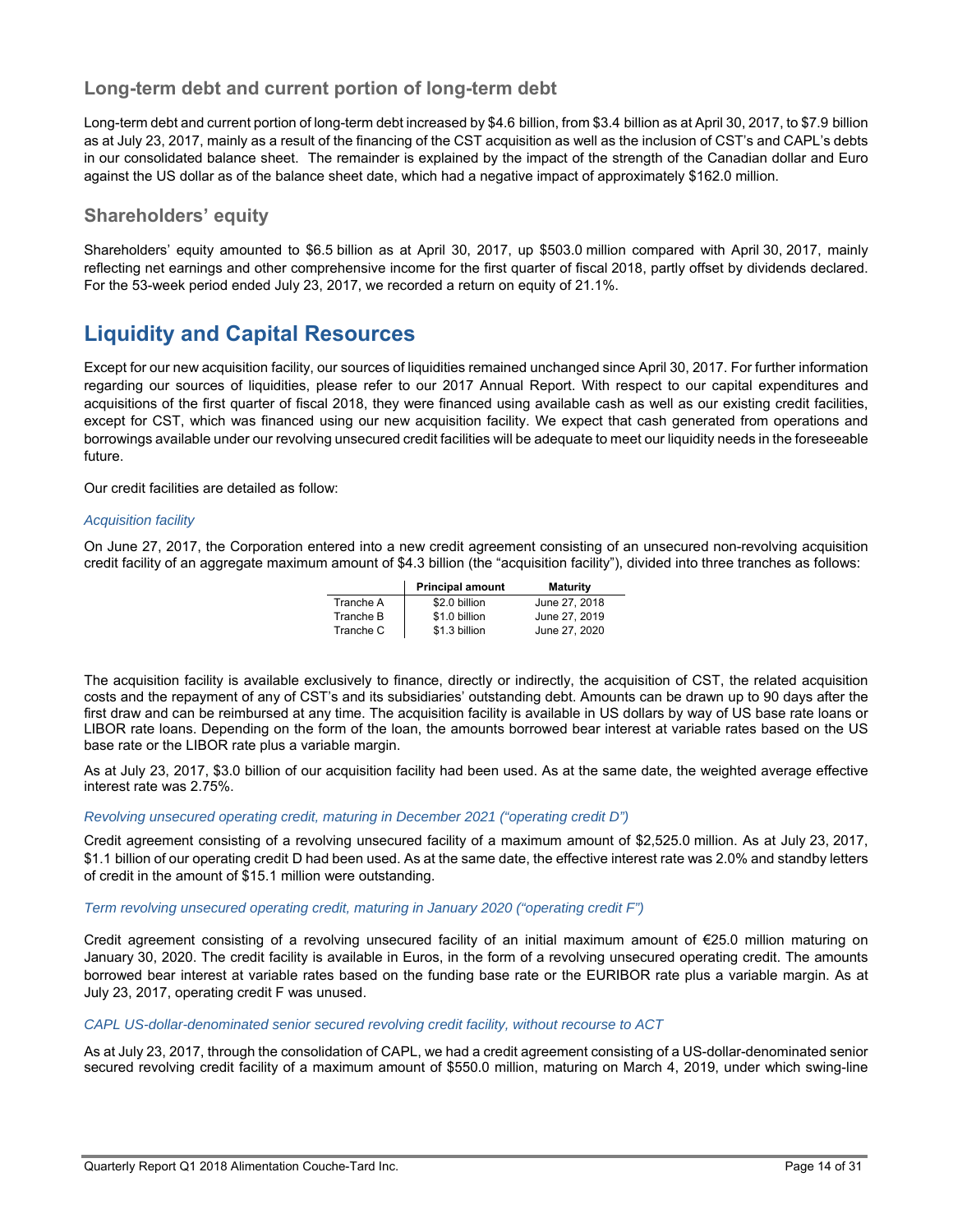## Long-term debt and current portion of long-term debt

Long-term debt and current portion of long-term debt increased by $4.6 billion, from $3.4 billion as at April 30, 2017, to $7.9 billion as at July 23, 2017, mainly as a result of the financing of the CST acquisition as well as the inclusion of CST's and CAPL's debts in our consolidated balance sheet. The remainder is explained by the impact of the strength of the Canadian dollar and Euro against the US dollar as of the balance sheet date, which had a negative impact of approximately $162.0 million.

## Shareholders' equity

Shareholders' equity amounted to $6.5 billion as at April 30, 2017, up $503.0 million compared with April 30, 2017, mainly reflecting net earnings and other comprehensive income for the first quarter of fiscal 2018, partly offset by dividends declared. For the 53-week period ended July 23, 2017, we recorded a return on equity of 21.1%.

# Liquidity and Capital Resources

Except for our new acquisition facility, our sources of liquidities remained unchanged since April 30, 2017. For further information regarding our sources of liquidities, please refer to our 2017 Annual Report. With respect to our capital expenditures and acquisitions of the first quarter of fiscal 2018, they were financed using available cash as well as our existing credit facilities, except for CST, which was financed using our new acquisition facility. We expect that cash generated from operations and borrowings available under our revolving unsecured credit facilities will be adequate to meet our liquidity needs in the foreseeable future.

Our credit facilities are detailed as follow:

*Acquisition facility*

On June 27, 2017, the Corporation entered into a new credit agreement consisting of an unsecured non-revolving acquisition credit facility of an aggregate maximum amount of $4.3 billion (the "acquisition facility"), divided into three tranches as follows:

| | Principal amount | Maturity |
|---|---|---|
| Tranche A | $2.0 billion | June 27, 2018 |
| Tranche B | $1.0 billion | June 27, 2019 |
| Tranche C | $1.3 billion | June 27, 2020 |

The acquisition facility is available exclusively to finance, directly or indirectly, the acquisition of CST, the related acquisition costs and the repayment of any of CST's and its subsidiaries' outstanding debt. Amounts can be drawn up to 90 days after the first draw and can be reimbursed at any time. The acquisition facility is available in US dollars by way of US base rate loans or LIBOR rate loans. Depending on the form of the loan, the amounts borrowed bear interest at variable rates based on the US base rate or the LIBOR rate plus a variable margin.

As at July 23, 2017, $3.0 billion of our acquisition facility had been used. As at the same date, the weighted average effective interest rate was 2.75%.

*Revolving unsecured operating credit, maturing in December 2021 ("operating credit D")*

Credit agreement consisting of a revolving unsecured facility of a maximum amount of $2,525.0 million. As at July 23, 2017, $1.1 billion of our operating credit D had been used. As at the same date, the effective interest rate was 2.0% and standby letters of credit in the amount of $15.1 million were outstanding.

*Term revolving unsecured operating credit, maturing in January 2020 ("operating credit F")*

Credit agreement consisting of a revolving unsecured facility of an initial maximum amount of €25.0 million maturing on January 30, 2020. The credit facility is available in Euros, in the form of a revolving unsecured operating credit. The amounts borrowed bear interest at variable rates based on the funding base rate or the EURIBOR rate plus a variable margin. As at July 23, 2017, operating credit F was unused.

*CAPL US-dollar-denominated senior secured revolving credit facility, without recourse to ACT*

As at July 23, 2017, through the consolidation of CAPL, we had a credit agreement consisting of a US-dollar-denominated senior secured revolving credit facility of a maximum amount of $550.0 million, maturing on March 4, 2019, under which swing-line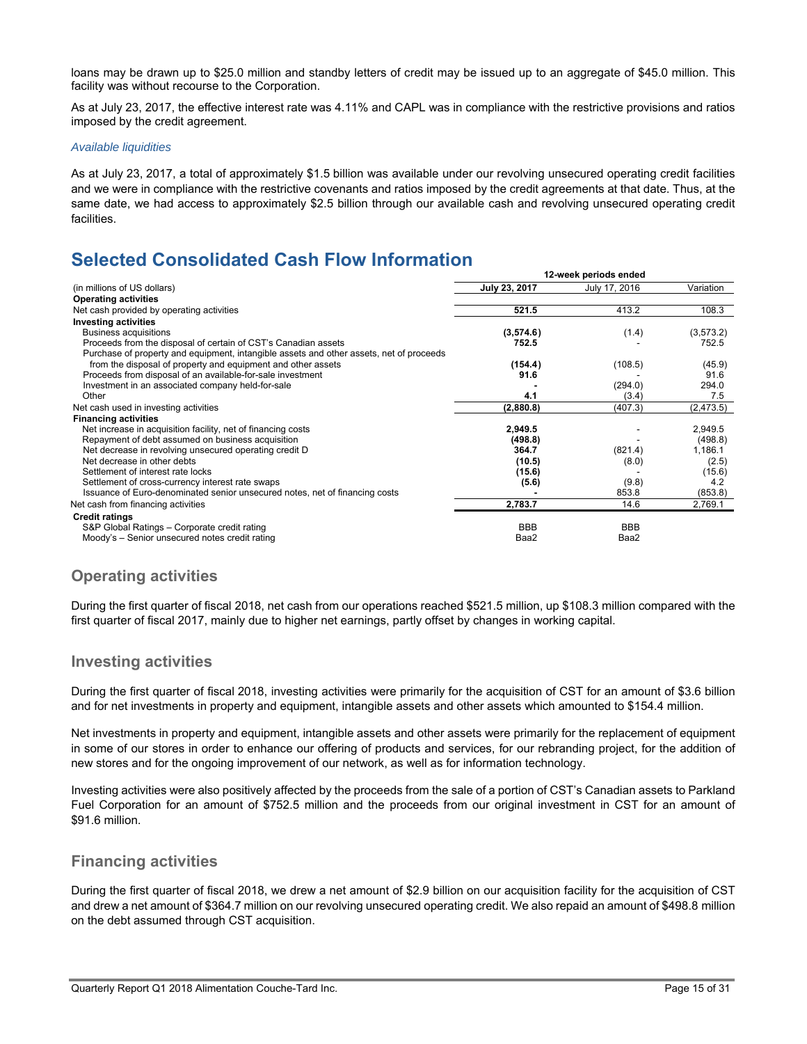loans may be drawn up to $25.0 million and standby letters of credit may be issued up to an aggregate of $45.0 million. This facility was without recourse to the Corporation.

As at July 23, 2017, the effective interest rate was 4.11% and CAPL was in compliance with the restrictive provisions and ratios imposed by the credit agreement.

*Available liquidities*

As at July 23, 2017, a total of approximately $1.5 billion was available under our revolving unsecured operating credit facilities and we were in compliance with the restrictive covenants and ratios imposed by the credit agreements at that date. Thus, at the same date, we had access to approximately $2.5 billion through our available cash and revolving unsecured operating credit facilities.

# Selected Consolidated Cash Flow Information

| | 12-week periods ended | | |
|---|---|---|---|
| (in millions of US dollars) | **July 23, 2017** | July 17, 2016 | Variation |
| **Operating activities** | | | |
| Net cash provided by operating activities | **521.5** | 413.2 | 108.3 |
| **Investing activities** | | | |
| Business acquisitions | **(3,574.6)** | (1.4) | (3,573.2) |
| Proceeds from the disposal of certain of CST's Canadian assets | **752.5** | - | 752.5 |
| Purchase of property and equipment, intangible assets and other assets, net of proceeds from the disposal of property and equipment and other assets | **(154.4)** | (108.5) | (45.9) |
| Proceeds from disposal of an available-for-sale investment | **91.6** | - | 91.6 |
| Investment in an associated company held-for-sale | **-** | (294.0) | 294.0 |
| Other | **4.1** | (3.4) | 7.5 |
| Net cash used in investing activities | **(2,880.8)** | (407.3) | (2,473.5) |
| **Financing activities** | | | |
| Net increase in acquisition facility, net of financing costs | **2,949.5** | - | 2,949.5 |
| Repayment of debt assumed on business acquisition | **(498.8)** | - | (498.8) |
| Net decrease in revolving unsecured operating credit D | **364.7** | (821.4) | 1,186.1 |
| Net decrease in other debts | **(10.5)** | (8.0) | (2.5) |
| Settlement of interest rate locks | **(15.6)** | - | (15.6) |
| Settlement of cross-currency interest rate swaps | **(5.6)** | (9.8) | 4.2 |
| Issuance of Euro-denominated senior unsecured notes, net of financing costs | **-** | 853.8 | (853.8) |
| Net cash from financing activities | **2,783.7** | 14.6 | 2,769.1 |
| **Credit ratings** | | | |
| S&P Global Ratings – Corporate credit rating | BBB | BBB | |
| Moody's – Senior unsecured notes credit rating | Baa2 | Baa2 | |

## Operating activities

During the first quarter of fiscal 2018, net cash from our operations reached $521.5 million, up $108.3 million compared with the first quarter of fiscal 2017, mainly due to higher net earnings, partly offset by changes in working capital.

## Investing activities

During the first quarter of fiscal 2018, investing activities were primarily for the acquisition of CST for an amount of $3.6 billion and for net investments in property and equipment, intangible assets and other assets which amounted to $154.4 million.

Net investments in property and equipment, intangible assets and other assets were primarily for the replacement of equipment in some of our stores in order to enhance our offering of products and services, for our rebranding project, for the addition of new stores and for the ongoing improvement of our network, as well as for information technology.

Investing activities were also positively affected by the proceeds from the sale of a portion of CST's Canadian assets to Parkland Fuel Corporation for an amount of $752.5 million and the proceeds from our original investment in CST for an amount of $91.6 million.

## Financing activities

During the first quarter of fiscal 2018, we drew a net amount of $2.9 billion on our acquisition facility for the acquisition of CST and drew a net amount of $364.7 million on our revolving unsecured operating credit. We also repaid an amount of $498.8 million on the debt assumed through CST acquisition.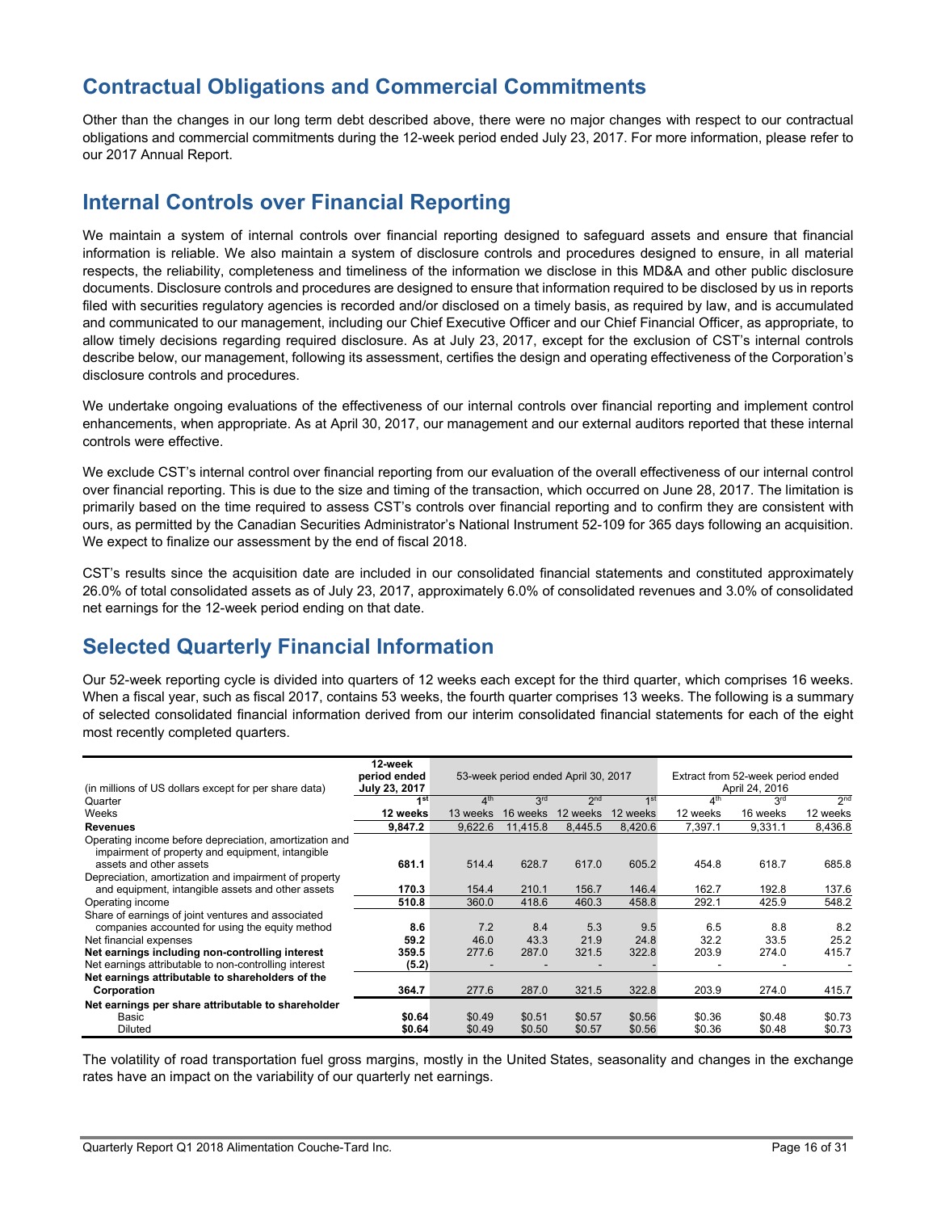## Contractual Obligations and Commercial Commitments

Other than the changes in our long term debt described above, there were no major changes with respect to our contractual obligations and commercial commitments during the 12-week period ended July 23, 2017. For more information, please refer to our 2017 Annual Report.

## Internal Controls over Financial Reporting

We maintain a system of internal controls over financial reporting designed to safeguard assets and ensure that financial information is reliable. We also maintain a system of disclosure controls and procedures designed to ensure, in all material respects, the reliability, completeness and timeliness of the information we disclose in this MD&A and other public disclosure documents. Disclosure controls and procedures are designed to ensure that information required to be disclosed by us in reports filed with securities regulatory agencies is recorded and/or disclosed on a timely basis, as required by law, and is accumulated and communicated to our management, including our Chief Executive Officer and our Chief Financial Officer, as appropriate, to allow timely decisions regarding required disclosure. As at July 23, 2017, except for the exclusion of CST's internal controls describe below, our management, following its assessment, certifies the design and operating effectiveness of the Corporation's disclosure controls and procedures.

We undertake ongoing evaluations of the effectiveness of our internal controls over financial reporting and implement control enhancements, when appropriate. As at April 30, 2017, our management and our external auditors reported that these internal controls were effective.

We exclude CST's internal control over financial reporting from our evaluation of the overall effectiveness of our internal control over financial reporting. This is due to the size and timing of the transaction, which occurred on June 28, 2017. The limitation is primarily based on the time required to assess CST's controls over financial reporting and to confirm they are consistent with ours, as permitted by the Canadian Securities Administrator's National Instrument 52-109 for 365 days following an acquisition. We expect to finalize our assessment by the end of fiscal 2018.

CST's results since the acquisition date are included in our consolidated financial statements and constituted approximately 26.0% of total consolidated assets as of July 23, 2017, approximately 6.0% of consolidated revenues and 3.0% of consolidated net earnings for the 12-week period ending on that date.

## Selected Quarterly Financial Information

Our 52-week reporting cycle is divided into quarters of 12 weeks each except for the third quarter, which comprises 16 weeks. When a fiscal year, such as fiscal 2017, contains 53 weeks, the fourth quarter comprises 13 weeks. The following is a summary of selected consolidated financial information derived from our interim consolidated financial statements for each of the eight most recently completed quarters.

| (in millions of US dollars except for per share data) | 12-week period ended July 23, 2017 | 53-week period ended April 30, 2017 | | | | Extract from 52-week period ended April 24, 2016 | | |
|---|---|---|---|---|---|---|---|---|
| Quarter | **1st** | 4th | 3rd | 2nd | 1st | 4th | 3rd | 2nd |
| Weeks | **12 weeks** | 13 weeks | 16 weeks | 12 weeks | 12 weeks | 12 weeks | 16 weeks | 12 weeks |
| **Revenues** | **9,847.2** | 9,622.6 | 11,415.8 | 8,445.5 | 8,420.6 | 7,397.1 | 9,331.1 | 8,436.8 |
| Operating income before depreciation, amortization and impairment of property and equipment, intangible assets and other assets | **681.1** | 514.4 | 628.7 | 617.0 | 605.2 | 454.8 | 618.7 | 685.8 |
| Depreciation, amortization and impairment of property and equipment, intangible assets and other assets | **170.3** | 154.4 | 210.1 | 156.7 | 146.4 | 162.7 | 192.8 | 137.6 |
| Operating income | **510.8** | 360.0 | 418.6 | 460.3 | 458.8 | 292.1 | 425.9 | 548.2 |
| Share of earnings of joint ventures and associated companies accounted for using the equity method | **8.6** | 7.2 | 8.4 | 5.3 | 9.5 | 6.5 | 8.8 | 8.2 |
| Net financial expenses | **59.2** | 46.0 | 43.3 | 21.9 | 24.8 | 32.2 | 33.5 | 25.2 |
| **Net earnings including non-controlling interest** | **359.5** | 277.6 | 287.0 | 321.5 | 322.8 | 203.9 | 274.0 | 415.7 |
| Net earnings attributable to non-controlling interest | **(5.2)** | - | - | - | - | - | - | - |
| **Net earnings attributable to shareholders of the Corporation** | **364.7** | 277.6 | 287.0 | 321.5 | 322.8 | 203.9 | 274.0 | 415.7 |
| **Net earnings per share attributable to shareholder** | | | | | | | | |
| Basic | **$0.64** | $0.49 | $0.51 | $0.57 | $0.56 | $0.36 | $0.48 | $0.73 |
| Diluted | **$0.64** | $0.49 | $0.50 | $0.57 | $0.56 | $0.36 | $0.48 | $0.73 |

The volatility of road transportation fuel gross margins, mostly in the United States, seasonality and changes in the exchange rates have an impact on the variability of our quarterly net earnings.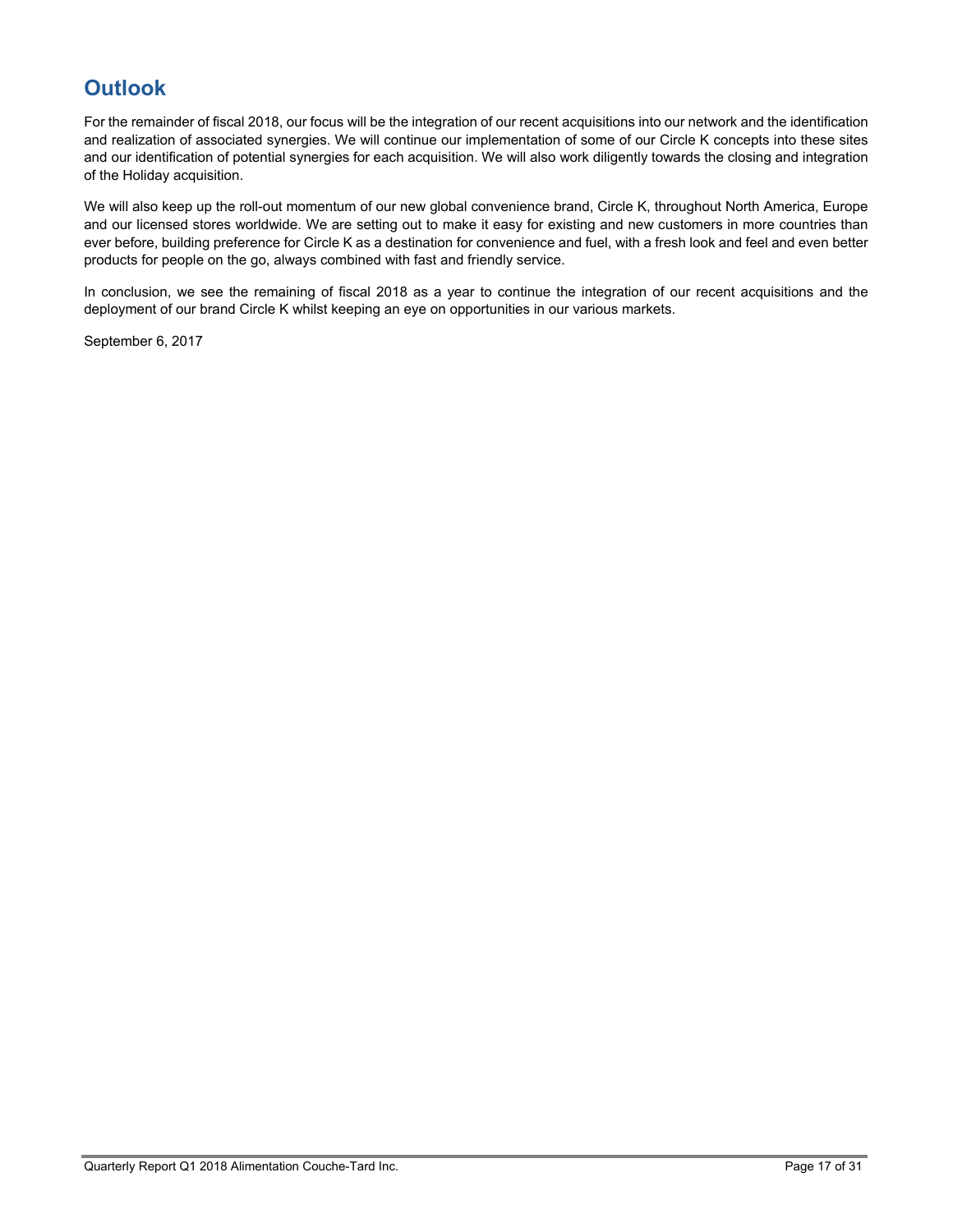## Outlook

For the remainder of fiscal 2018, our focus will be the integration of our recent acquisitions into our network and the identification and realization of associated synergies. We will continue our implementation of some of our Circle K concepts into these sites and our identification of potential synergies for each acquisition. We will also work diligently towards the closing and integration of the Holiday acquisition.

We will also keep up the roll-out momentum of our new global convenience brand, Circle K, throughout North America, Europe and our licensed stores worldwide. We are setting out to make it easy for existing and new customers in more countries than ever before, building preference for Circle K as a destination for convenience and fuel, with a fresh look and feel and even better products for people on the go, always combined with fast and friendly service.

In conclusion, we see the remaining of fiscal 2018 as a year to continue the integration of our recent acquisitions and the deployment of our brand Circle K whilst keeping an eye on opportunities in our various markets.

September 6, 2017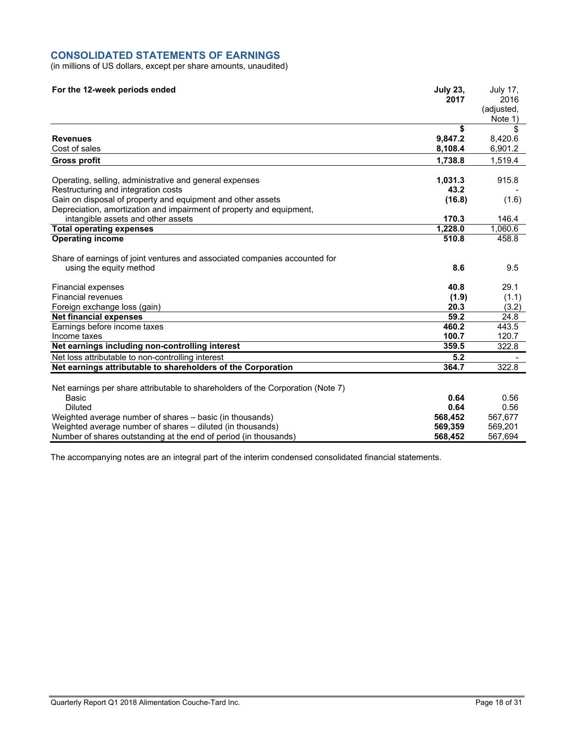## CONSOLIDATED STATEMENTS OF EARNINGS

(in millions of US dollars, except per share amounts, unaudited)

| For the 12-week periods ended | July 23, 2017 | July 17, 2016 (adjusted, Note 1) |
|---|---|---|
| | $ | $ |
| **Revenues** | **9,847.2** | 8,420.6 |
| Cost of sales | **8,108.4** | 6,901.2 |
| **Gross profit** | **1,738.8** | 1,519.4 |
| | | |
| Operating, selling, administrative and general expenses | **1,031.3** | 915.8 |
| Restructuring and integration costs | **43.2** | - |
| Gain on disposal of property and equipment and other assets | **(16.8)** | (1.6) |
| Depreciation, amortization and impairment of property and equipment, intangible assets and other assets | **170.3** | 146.4 |
| **Total operating expenses** | **1,228.0** | 1,060.6 |
| **Operating income** | **510.8** | 458.8 |
| | | |
| Share of earnings of joint ventures and associated companies accounted for using the equity method | **8.6** | 9.5 |
| | | |
| Financial expenses | **40.8** | 29.1 |
| Financial revenues | **(1.9)** | (1.1) |
| Foreign exchange loss (gain) | **20.3** | (3.2) |
| **Net financial expenses** | **59.2** | 24.8 |
| Earnings before income taxes | **460.2** | 443.5 |
| Income taxes | **100.7** | 120.7 |
| **Net earnings including non-controlling interest** | **359.5** | 322.8 |
| Net loss attributable to non-controlling interest | **5.2** | - |
| **Net earnings attributable to shareholders of the Corporation** | **364.7** | 322.8 |
| | | |
| Net earnings per share attributable to shareholders of the Corporation (Note 7) | | |
| Basic | **0.64** | 0.56 |
| Diluted | **0.64** | 0.56 |
| Weighted average number of shares – basic (in thousands) | **568,452** | 567,677 |
| Weighted average number of shares – diluted (in thousands) | **569,359** | 569,201 |
| Number of shares outstanding at the end of period (in thousands) | **568,452** | 567,694 |

The accompanying notes are an integral part of the interim condensed consolidated financial statements.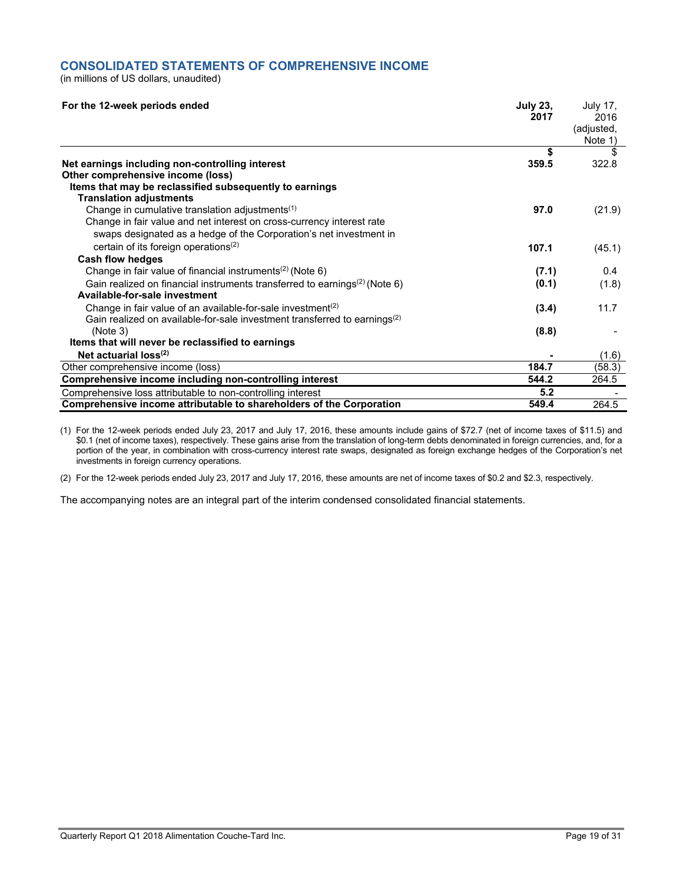## CONSOLIDATED STATEMENTS OF COMPREHENSIVE INCOME

(in millions of US dollars, unaudited)

| For the 12-week periods ended | July 23, 2017 | July 17, 2016 (adjusted, Note 1) |
|---|---|---|
| | **$** | $ |
| **Net earnings including non-controlling interest** | **359.5** | 322.8 |
| **Other comprehensive income (loss)** | | |
| **Items that may be reclassified subsequently to earnings** | | |
| **Translation adjustments** | | |
| Change in cumulative translation adjustments(1) | **97.0** | (21.9) |
| Change in fair value and net interest on cross-currency interest rate swaps designated as a hedge of the Corporation's net investment in certain of its foreign operations(2) | **107.1** | (45.1) |
| **Cash flow hedges** | | |
| Change in fair value of financial instruments(2) (Note 6) | **(7.1)** | 0.4 |
| Gain realized on financial instruments transferred to earnings(2) (Note 6) | **(0.1)** | (1.8) |
| **Available-for-sale investment** | | |
| Change in fair value of an available-for-sale investment(2) | **(3.4)** | 11.7 |
| Gain realized on available-for-sale investment transferred to earnings(2) (Note 3) | **(8.8)** | - |
| **Items that will never be reclassified to earnings** | | |
| **Net actuarial loss(2)** | **-** | (1.6) |
| Other comprehensive income (loss) | **184.7** | (58.3) |
| **Comprehensive income including non-controlling interest** | **544.2** | 264.5 |
| Comprehensive loss attributable to non-controlling interest | **5.2** | - |
| **Comprehensive income attributable to shareholders of the Corporation** | **549.4** | 264.5 |

(1) For the 12-week periods ended July 23, 2017 and July 17, 2016, these amounts include gains of $72.7 (net of income taxes of $11.5) and $0.1 (net of income taxes), respectively. These gains arise from the translation of long-term debts denominated in foreign currencies, and, for a portion of the year, in combination with cross-currency interest rate swaps, designated as foreign exchange hedges of the Corporation's net investments in foreign currency operations.

(2) For the 12-week periods ended July 23, 2017 and July 17, 2016, these amounts are net of income taxes of $0.2 and $2.3, respectively.

The accompanying notes are an integral part of the interim condensed consolidated financial statements.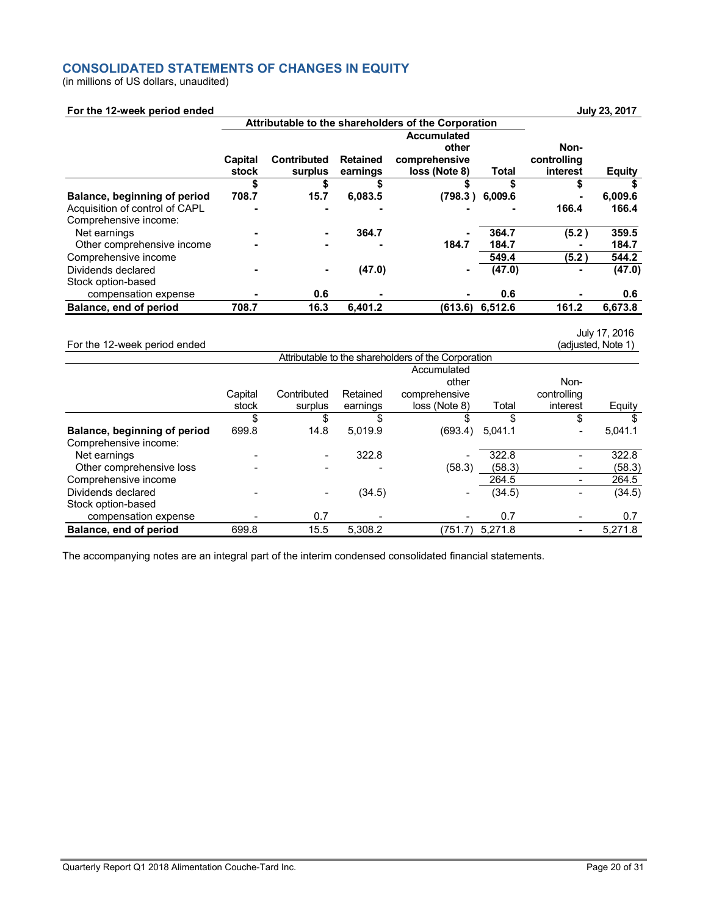## CONSOLIDATED STATEMENTS OF CHANGES IN EQUITY

(in millions of US dollars, unaudited)

**For the 12-week period ended July 23, 2017**

| | Attributable to the shareholders of the Corporation | | | | | | |
|---|---|---|---|---|---|---|---|
| | **Capital stock** | **Contributed surplus** | **Retained earnings** | **Accumulated other comprehensive loss (Note 8)** | **Total** | **Non-controlling interest** | **Equity** |
| | **$** | **$** | **$** | **$** | **$** | **$** | **$** |
| **Balance, beginning of period** | **708.7** | **15.7** | **6,083.5** | **(798.3)** | **6,009.6** | **-** | **6,009.6** |
| Acquisition of control of CAPL | **-** | **-** | **-** | **-** | **-** | **166.4** | **166.4** |
| Comprehensive income: | | | | | | | |
| Net earnings | **-** | **-** | **364.7** | **-** | **364.7** | **(5.2)** | **359.5** |
| Other comprehensive income | **-** | **-** | **-** | **184.7** | **184.7** | **-** | **184.7** |
| Comprehensive income | | | | | **549.4** | **(5.2)** | **544.2** |
| Dividends declared | **-** | **-** | **(47.0)** | **-** | **(47.0)** | **-** | **(47.0)** |
| Stock option-based compensation expense | **-** | **0.6** | **-** | **-** | **0.6** | **-** | **0.6** |
| **Balance, end of period** | **708.7** | **16.3** | **6,401.2** | **(613.6)** | **6,512.6** | **161.2** | **6,673.8** |

For the 12-week period ended July 17, 2016 (adjusted, Note 1)

| | Attributable to the shareholders of the Corporation | | | | | | |
|---|---|---|---|---|---|---|---|
| | Capital stock | Contributed surplus | Retained earnings | Accumulated other comprehensive loss (Note 8) | Total | Non-controlling interest | Equity |
| | $ | $ | $ | $ | $ | $ | $ |
| **Balance, beginning of period** | 699.8 | 14.8 | 5,019.9 | (693.4) | 5,041.1 | - | 5,041.1 |
| Comprehensive income: | | | | | | | |
| Net earnings | - | - | 322.8 | - | 322.8 | - | 322.8 |
| Other comprehensive loss | - | - | - | (58.3) | (58.3) | - | (58.3) |
| Comprehensive income | | | | | 264.5 | - | 264.5 |
| Dividends declared | - | - | (34.5) | - | (34.5) | - | (34.5) |
| Stock option-based compensation expense | - | 0.7 | - | - | 0.7 | - | 0.7 |
| **Balance, end of period** | 699.8 | 15.5 | 5,308.2 | (751.7) | 5,271.8 | - | 5,271.8 |

The accompanying notes are an integral part of the interim condensed consolidated financial statements.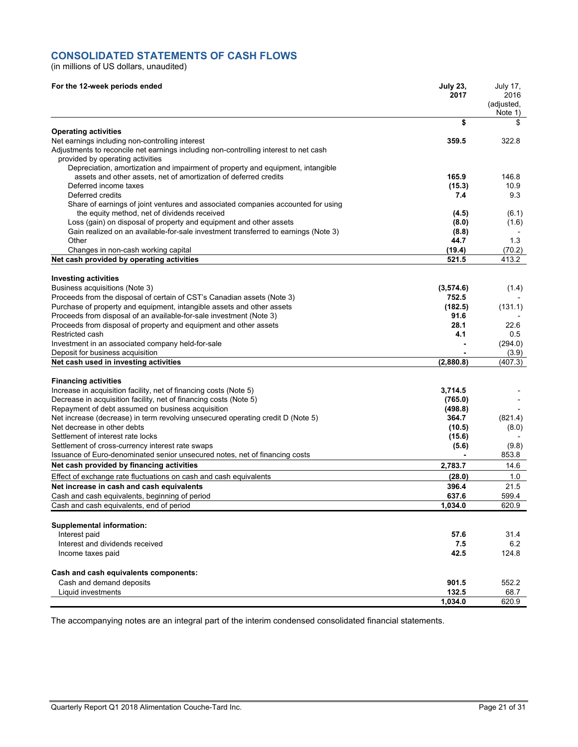## CONSOLIDATED STATEMENTS OF CASH FLOWS

(in millions of US dollars, unaudited)

| For the 12-week periods ended | July 23, 2017 | July 17, 2016 (adjusted, Note 1) |
|---|---|---|
| | **$** | $ |
| **Operating activities** | | |
| Net earnings including non-controlling interest | **359.5** | 322.8 |
| Adjustments to reconcile net earnings including non-controlling interest to net cash provided by operating activities | | |
| Depreciation, amortization and impairment of property and equipment, intangible assets and other assets, net of amortization of deferred credits | **165.9** | 146.8 |
| Deferred income taxes | **(15.3)** | 10.9 |
| Deferred credits | **7.4** | 9.3 |
| Share of earnings of joint ventures and associated companies accounted for using the equity method, net of dividends received | **(4.5)** | (6.1) |
| Loss (gain) on disposal of property and equipment and other assets | **(8.0)** | (1.6) |
| Gain realized on an available-for-sale investment transferred to earnings (Note 3) | **(8.8)** | - |
| Other | **44.7** | 1.3 |
| Changes in non-cash working capital | **(19.4)** | (70.2) |
| **Net cash provided by operating activities** | **521.5** | 413.2 |
| **Investing activities** | | |
| Business acquisitions (Note 3) | **(3,574.6)** | (1.4) |
| Proceeds from the disposal of certain of CST's Canadian assets (Note 3) | **752.5** | - |
| Purchase of property and equipment, intangible assets and other assets | **(182.5)** | (131.1) |
| Proceeds from disposal of an available-for-sale investment (Note 3) | **91.6** | - |
| Proceeds from disposal of property and equipment and other assets | **28.1** | 22.6 |
| Restricted cash | **4.1** | 0.5 |
| Investment in an associated company held-for-sale | **-** | (294.0) |
| Deposit for business acquisition | **-** | (3.9) |
| **Net cash used in investing activities** | **(2,880.8)** | (407.3) |
| **Financing activities** | | |
| Increase in acquisition facility, net of financing costs (Note 5) | **3,714.5** | - |
| Decrease in acquisition facility, net of financing costs (Note 5) | **(765.0)** | - |
| Repayment of debt assumed on business acquisition | **(498.8)** | - |
| Net increase (decrease) in term revolving unsecured operating credit D (Note 5) | **364.7** | (821.4) |
| Net decrease in other debts | **(10.5)** | (8.0) |
| Settlement of interest rate locks | **(15.6)** | - |
| Settlement of cross-currency interest rate swaps | **(5.6)** | (9.8) |
| Issuance of Euro-denominated senior unsecured notes, net of financing costs | **-** | 853.8 |
| **Net cash provided by financing activities** | **2,783.7** | 14.6 |
| Effect of exchange rate fluctuations on cash and cash equivalents | **(28.0)** | 1.0 |
| **Net increase in cash and cash equivalents** | **396.4** | 21.5 |
| Cash and cash equivalents, beginning of period | **637.6** | 599.4 |
| Cash and cash equivalents, end of period | **1,034.0** | 620.9 |
| **Supplemental information:** | | |
| Interest paid | **57.6** | 31.4 |
| Interest and dividends received | **7.5** | 6.2 |
| Income taxes paid | **42.5** | 124.8 |
| **Cash and cash equivalents components:** | | |
| Cash and demand deposits | **901.5** | 552.2 |
| Liquid investments | **132.5** | 68.7 |
| | **1,034.0** | 620.9 |

The accompanying notes are an integral part of the interim condensed consolidated financial statements.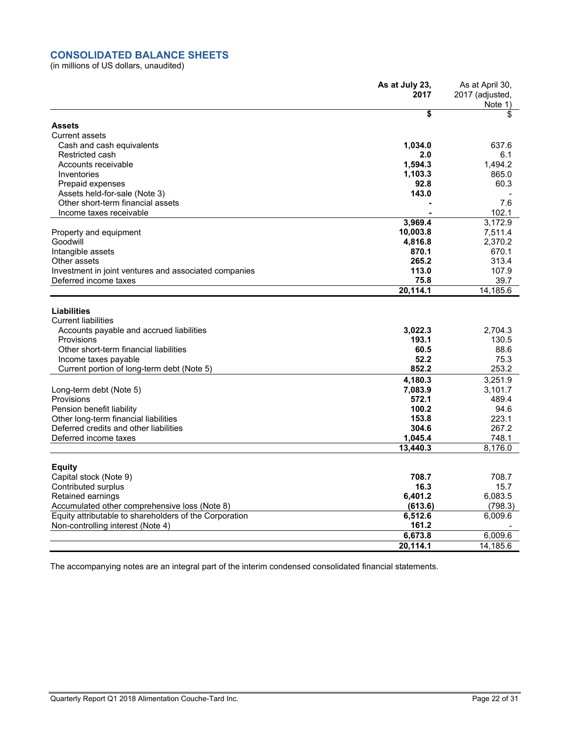## CONSOLIDATED BALANCE SHEETS

(in millions of US dollars, unaudited)

| | As at July 23, 2017 | As at April 30, 2017 (adjusted, Note 1) |
|---|---|---|
| | $ | $ |
| **Assets** | | |
| Current assets | | |
| Cash and cash equivalents | **1,034.0** | 637.6 |
| Restricted cash | **2.0** | 6.1 |
| Accounts receivable | **1,594.3** | 1,494.2 |
| Inventories | **1,103.3** | 865.0 |
| Prepaid expenses | **92.8** | 60.3 |
| Assets held-for-sale (Note 3) | **143.0** | - |
| Other short-term financial assets | **-** | 7.6 |
| Income taxes receivable | **-** | 102.1 |
| | **3,969.4** | 3,172.9 |
| Property and equipment | **10,003.8** | 7,511.4 |
| Goodwill | **4,816.8** | 2,370.2 |
| Intangible assets | **870.1** | 670.1 |
| Other assets | **265.2** | 313.4 |
| Investment in joint ventures and associated companies | **113.0** | 107.9 |
| Deferred income taxes | **75.8** | 39.7 |
| | **20,114.1** | 14,185.6 |
| **Liabilities** | | |
| Current liabilities | | |
| Accounts payable and accrued liabilities | **3,022.3** | 2,704.3 |
| Provisions | **193.1** | 130.5 |
| Other short-term financial liabilities | **60.5** | 88.6 |
| Income taxes payable | **52.2** | 75.3 |
| Current portion of long-term debt (Note 5) | **852.2** | 253.2 |
| | **4,180.3** | 3,251.9 |
| Long-term debt (Note 5) | **7,083.9** | 3,101.7 |
| Provisions | **572.1** | 489.4 |
| Pension benefit liability | **100.2** | 94.6 |
| Other long-term financial liabilities | **153.8** | 223.1 |
| Deferred credits and other liabilities | **304.6** | 267.2 |
| Deferred income taxes | **1,045.4** | 748.1 |
| | **13,440.3** | 8,176.0 |
| **Equity** | | |
| Capital stock (Note 9) | **708.7** | 708.7 |
| Contributed surplus | **16.3** | 15.7 |
| Retained earnings | **6,401.2** | 6,083.5 |
| Accumulated other comprehensive loss (Note 8) | **(613.6)** | (798.3) |
| Equity attributable to shareholders of the Corporation | **6,512.6** | 6,009.6 |
| Non-controlling interest (Note 4) | **161.2** | - |
| | **6,673.8** | 6,009.6 |
| | **20,114.1** | 14,185.6 |

The accompanying notes are an integral part of the interim condensed consolidated financial statements.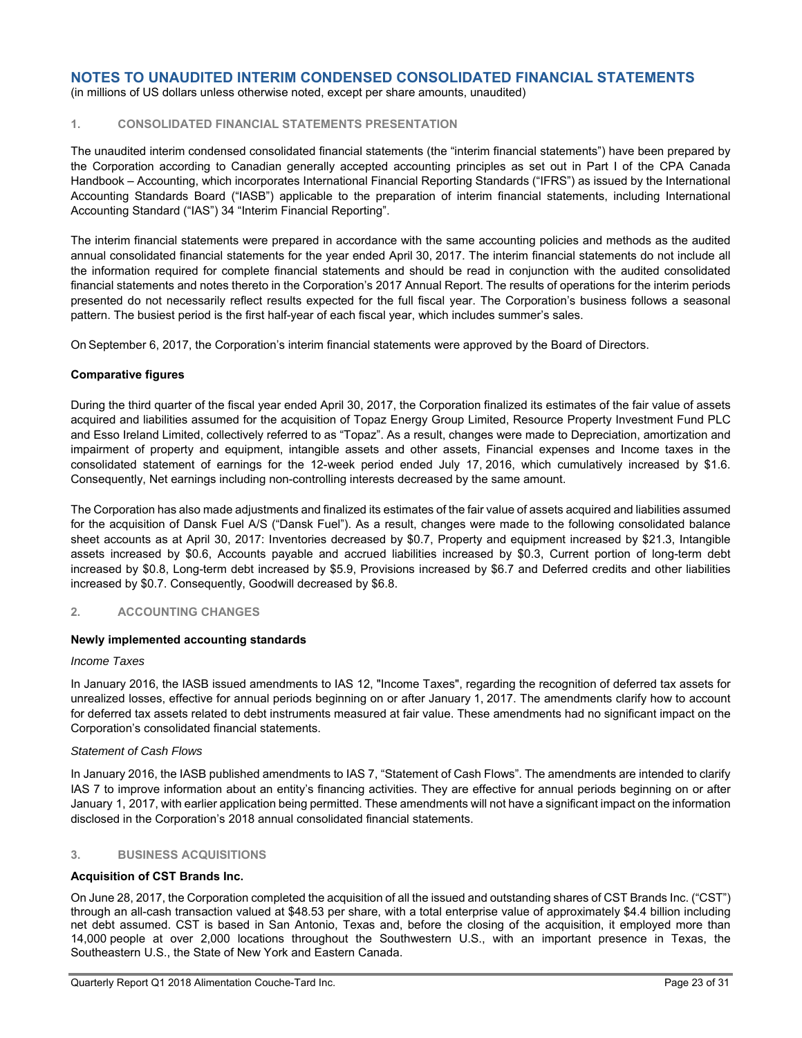# NOTES TO UNAUDITED INTERIM CONDENSED CONSOLIDATED FINANCIAL STATEMENTS

(in millions of US dollars unless otherwise noted, except per share amounts, unaudited)

## 1. CONSOLIDATED FINANCIAL STATEMENTS PRESENTATION

The unaudited interim condensed consolidated financial statements (the "interim financial statements") have been prepared by the Corporation according to Canadian generally accepted accounting principles as set out in Part I of the CPA Canada Handbook – Accounting, which incorporates International Financial Reporting Standards ("IFRS") as issued by the International Accounting Standards Board ("IASB") applicable to the preparation of interim financial statements, including International Accounting Standard ("IAS") 34 "Interim Financial Reporting".

The interim financial statements were prepared in accordance with the same accounting policies and methods as the audited annual consolidated financial statements for the year ended April 30, 2017. The interim financial statements do not include all the information required for complete financial statements and should be read in conjunction with the audited consolidated financial statements and notes thereto in the Corporation's 2017 Annual Report. The results of operations for the interim periods presented do not necessarily reflect results expected for the full fiscal year. The Corporation's business follows a seasonal pattern. The busiest period is the first half-year of each fiscal year, which includes summer's sales.

On September 6, 2017, the Corporation's interim financial statements were approved by the Board of Directors.

### Comparative figures

During the third quarter of the fiscal year ended April 30, 2017, the Corporation finalized its estimates of the fair value of assets acquired and liabilities assumed for the acquisition of Topaz Energy Group Limited, Resource Property Investment Fund PLC and Esso Ireland Limited, collectively referred to as "Topaz". As a result, changes were made to Depreciation, amortization and impairment of property and equipment, intangible assets and other assets, Financial expenses and Income taxes in the consolidated statement of earnings for the 12-week period ended July 17, 2016, which cumulatively increased by $1.6. Consequently, Net earnings including non-controlling interests decreased by the same amount.

The Corporation has also made adjustments and finalized its estimates of the fair value of assets acquired and liabilities assumed for the acquisition of Dansk Fuel A/S ("Dansk Fuel"). As a result, changes were made to the following consolidated balance sheet accounts as at April 30, 2017: Inventories decreased by $0.7, Property and equipment increased by $21.3, Intangible assets increased by $0.6, Accounts payable and accrued liabilities increased by $0.3, Current portion of long-term debt increased by $0.8, Long-term debt increased by $5.9, Provisions increased by $6.7 and Deferred credits and other liabilities increased by $0.7. Consequently, Goodwill decreased by $6.8.

## 2. ACCOUNTING CHANGES

### Newly implemented accounting standards

*Income Taxes*

In January 2016, the IASB issued amendments to IAS 12, "Income Taxes", regarding the recognition of deferred tax assets for unrealized losses, effective for annual periods beginning on or after January 1, 2017. The amendments clarify how to account for deferred tax assets related to debt instruments measured at fair value. These amendments had no significant impact on the Corporation's consolidated financial statements.

*Statement of Cash Flows*

In January 2016, the IASB published amendments to IAS 7, "Statement of Cash Flows". The amendments are intended to clarify IAS 7 to improve information about an entity's financing activities. They are effective for annual periods beginning on or after January 1, 2017, with earlier application being permitted. These amendments will not have a significant impact on the information disclosed in the Corporation's 2018 annual consolidated financial statements.

## 3. BUSINESS ACQUISITIONS

### Acquisition of CST Brands Inc.

On June 28, 2017, the Corporation completed the acquisition of all the issued and outstanding shares of CST Brands Inc. ("CST") through an all-cash transaction valued at $48.53 per share, with a total enterprise value of approximately $4.4 billion including net debt assumed. CST is based in San Antonio, Texas and, before the closing of the acquisition, it employed more than 14,000 people at over 2,000 locations throughout the Southwestern U.S., with an important presence in Texas, the Southeastern U.S., the State of New York and Eastern Canada.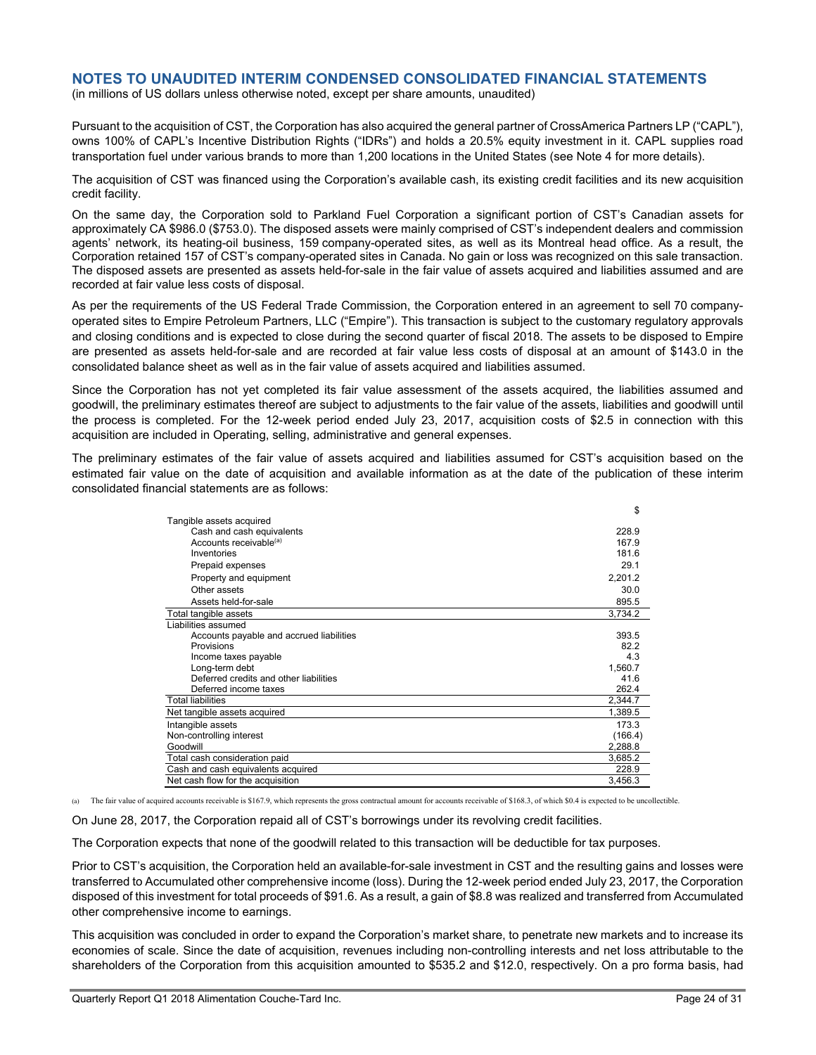## NOTES TO UNAUDITED INTERIM CONDENSED CONSOLIDATED FINANCIAL STATEMENTS

(in millions of US dollars unless otherwise noted, except per share amounts, unaudited)

Pursuant to the acquisition of CST, the Corporation has also acquired the general partner of CrossAmerica Partners LP ("CAPL"), owns 100% of CAPL's Incentive Distribution Rights ("IDRs") and holds a 20.5% equity investment in it. CAPL supplies road transportation fuel under various brands to more than 1,200 locations in the United States (see Note 4 for more details).

The acquisition of CST was financed using the Corporation's available cash, its existing credit facilities and its new acquisition credit facility.

On the same day, the Corporation sold to Parkland Fuel Corporation a significant portion of CST's Canadian assets for approximately CA $986.0 ($753.0). The disposed assets were mainly comprised of CST's independent dealers and commission agents' network, its heating-oil business, 159 company-operated sites, as well as its Montreal head office. As a result, the Corporation retained 157 of CST's company-operated sites in Canada. No gain or loss was recognized on this sale transaction. The disposed assets are presented as assets held-for-sale in the fair value of assets acquired and liabilities assumed and are recorded at fair value less costs of disposal.

As per the requirements of the US Federal Trade Commission, the Corporation entered in an agreement to sell 70 company-operated sites to Empire Petroleum Partners, LLC ("Empire"). This transaction is subject to the customary regulatory approvals and closing conditions and is expected to close during the second quarter of fiscal 2018. The assets to be disposed to Empire are presented as assets held-for-sale and are recorded at fair value less costs of disposal at an amount of $143.0 in the consolidated balance sheet as well as in the fair value of assets acquired and liabilities assumed.

Since the Corporation has not yet completed its fair value assessment of the assets acquired, the liabilities assumed and goodwill, the preliminary estimates thereof are subject to adjustments to the fair value of the assets, liabilities and goodwill until the process is completed. For the 12-week period ended July 23, 2017, acquisition costs of $2.5 in connection with this acquisition are included in Operating, selling, administrative and general expenses.

The preliminary estimates of the fair value of assets acquired and liabilities assumed for CST's acquisition based on the estimated fair value on the date of acquisition and available information as at the date of the publication of these interim consolidated financial statements are as follows:

| | $ |
|---|---|
| Tangible assets acquired | |
| Cash and cash equivalents | 228.9 |
| Accounts receivable[(a)] | 167.9 |
| Inventories | 181.6 |
| Prepaid expenses | 29.1 |
| Property and equipment | 2,201.2 |
| Other assets | 30.0 |
| Assets held-for-sale | 895.5 |
| Total tangible assets | 3,734.2 |
| Liabilities assumed | |
| Accounts payable and accrued liabilities | 393.5 |
| Provisions | 82.2 |
| Income taxes payable | 4.3 |
| Long-term debt | 1,560.7 |
| Deferred credits and other liabilities | 41.6 |
| Deferred income taxes | 262.4 |
| Total liabilities | 2,344.7 |
| Net tangible assets acquired | 1,389.5 |
| Intangible assets | 173.3 |
| Non-controlling interest | (166.4) |
| Goodwill | 2,288.8 |
| Total cash consideration paid | 3,685.2 |
| Cash and cash equivalents acquired | 228.9 |
| Net cash flow for the acquisition | 3,456.3 |

(a) The fair value of acquired accounts receivable is $167.9, which represents the gross contractual amount for accounts receivable of $168.3, of which $0.4 is expected to be uncollectible.

On June 28, 2017, the Corporation repaid all of CST's borrowings under its revolving credit facilities.

The Corporation expects that none of the goodwill related to this transaction will be deductible for tax purposes.

Prior to CST's acquisition, the Corporation held an available-for-sale investment in CST and the resulting gains and losses were transferred to Accumulated other comprehensive income (loss). During the 12-week period ended July 23, 2017, the Corporation disposed of this investment for total proceeds of $91.6. As a result, a gain of $8.8 was realized and transferred from Accumulated other comprehensive income to earnings.

This acquisition was concluded in order to expand the Corporation's market share, to penetrate new markets and to increase its economies of scale. Since the date of acquisition, revenues including non-controlling interests and net loss attributable to the shareholders of the Corporation from this acquisition amounted to $535.2 and $12.0, respectively. On a pro forma basis, had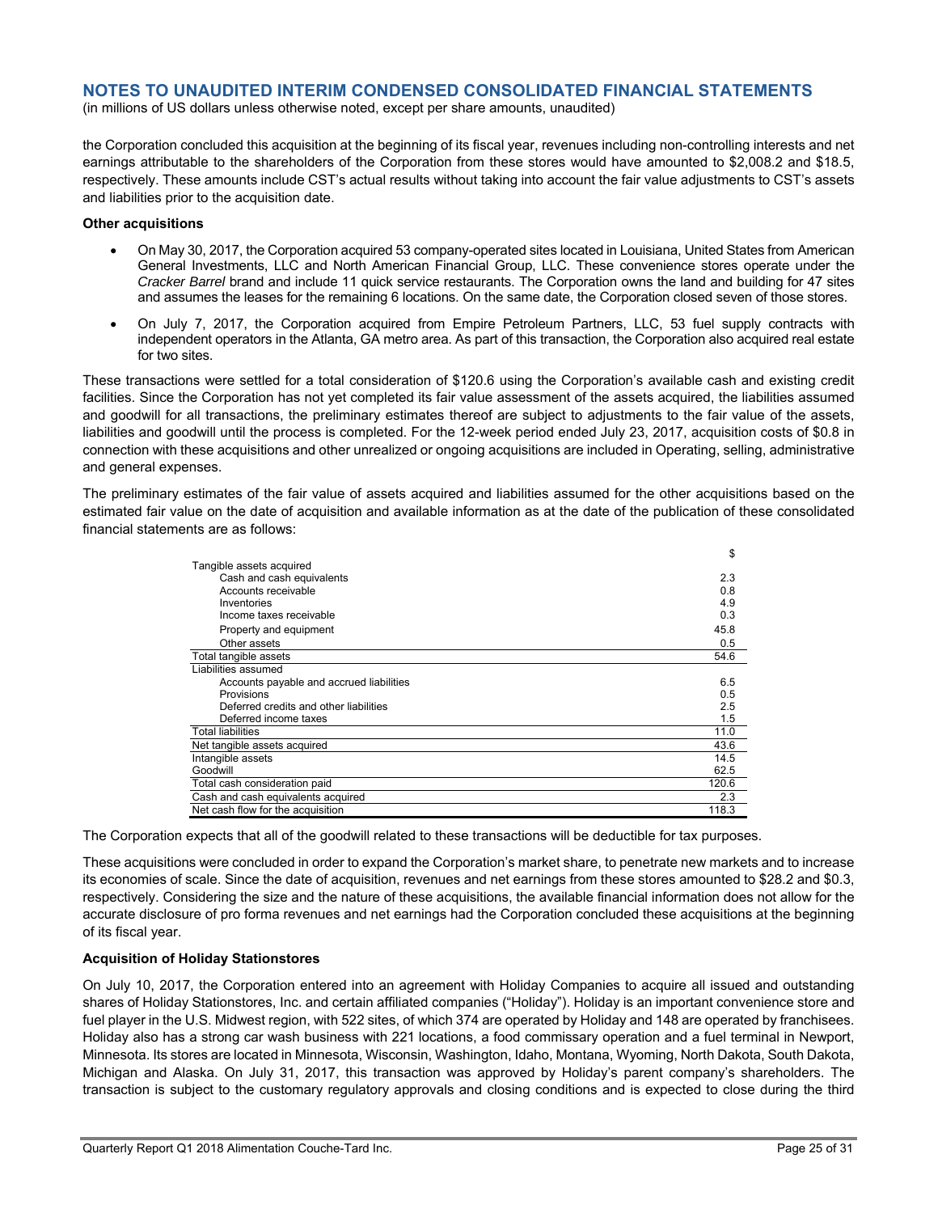the Corporation concluded this acquisition at the beginning of its fiscal year, revenues including non-controlling interests and net earnings attributable to the shareholders of the Corporation from these stores would have amounted to $2,008.2 and $18.5, respectively. These amounts include CST's actual results without taking into account the fair value adjustments to CST's assets and liabilities prior to the acquisition date.

**Other acquisitions**

- On May 30, 2017, the Corporation acquired 53 company-operated sites located in Louisiana, United States from American General Investments, LLC and North American Financial Group, LLC. These convenience stores operate under the *Cracker Barrel* brand and include 11 quick service restaurants. The Corporation owns the land and building for 47 sites and assumes the leases for the remaining 6 locations. On the same date, the Corporation closed seven of those stores.
- On July 7, 2017, the Corporation acquired from Empire Petroleum Partners, LLC, 53 fuel supply contracts with independent operators in the Atlanta, GA metro area. As part of this transaction, the Corporation also acquired real estate for two sites.

These transactions were settled for a total consideration of $120.6 using the Corporation's available cash and existing credit facilities. Since the Corporation has not yet completed its fair value assessment of the assets acquired, the liabilities assumed and goodwill for all transactions, the preliminary estimates thereof are subject to adjustments to the fair value of the assets, liabilities and goodwill until the process is completed. For the 12-week period ended July 23, 2017, acquisition costs of $0.8 in connection with these acquisitions and other unrealized or ongoing acquisitions are included in Operating, selling, administrative and general expenses.

The preliminary estimates of the fair value of assets acquired and liabilities assumed for the other acquisitions based on the estimated fair value on the date of acquisition and available information as at the date of the publication of these consolidated financial statements are as follows:

| | $ |
|---|---|
| Tangible assets acquired | |
| Cash and cash equivalents | 2.3 |
| Accounts receivable | 0.8 |
| Inventories | 4.9 |
| Income taxes receivable | 0.3 |
| Property and equipment | 45.8 |
| Other assets | 0.5 |
| Total tangible assets | 54.6 |
| Liabilities assumed | |
| Accounts payable and accrued liabilities | 6.5 |
| Provisions | 0.5 |
| Deferred credits and other liabilities | 2.5 |
| Deferred income taxes | 1.5 |
| Total liabilities | 11.0 |
| Net tangible assets acquired | 43.6 |
| Intangible assets | 14.5 |
| Goodwill | 62.5 |
| Total cash consideration paid | 120.6 |
| Cash and cash equivalents acquired | 2.3 |
| Net cash flow for the acquisition | 118.3 |

The Corporation expects that all of the goodwill related to these transactions will be deductible for tax purposes.

These acquisitions were concluded in order to expand the Corporation's market share, to penetrate new markets and to increase its economies of scale. Since the date of acquisition, revenues and net earnings from these stores amounted to $28.2 and $0.3, respectively. Considering the size and the nature of these acquisitions, the available financial information does not allow for the accurate disclosure of pro forma revenues and net earnings had the Corporation concluded these acquisitions at the beginning of its fiscal year.

**Acquisition of Holiday Stationstores**

On July 10, 2017, the Corporation entered into an agreement with Holiday Companies to acquire all issued and outstanding shares of Holiday Stationstores, Inc. and certain affiliated companies ("Holiday"). Holiday is an important convenience store and fuel player in the U.S. Midwest region, with 522 sites, of which 374 are operated by Holiday and 148 are operated by franchisees. Holiday also has a strong car wash business with 221 locations, a food commissary operation and a fuel terminal in Newport, Minnesota. Its stores are located in Minnesota, Wisconsin, Washington, Idaho, Montana, Wyoming, North Dakota, South Dakota, Michigan and Alaska. On July 31, 2017, this transaction was approved by Holiday's parent company's shareholders. The transaction is subject to the customary regulatory approvals and closing conditions and is expected to close during the third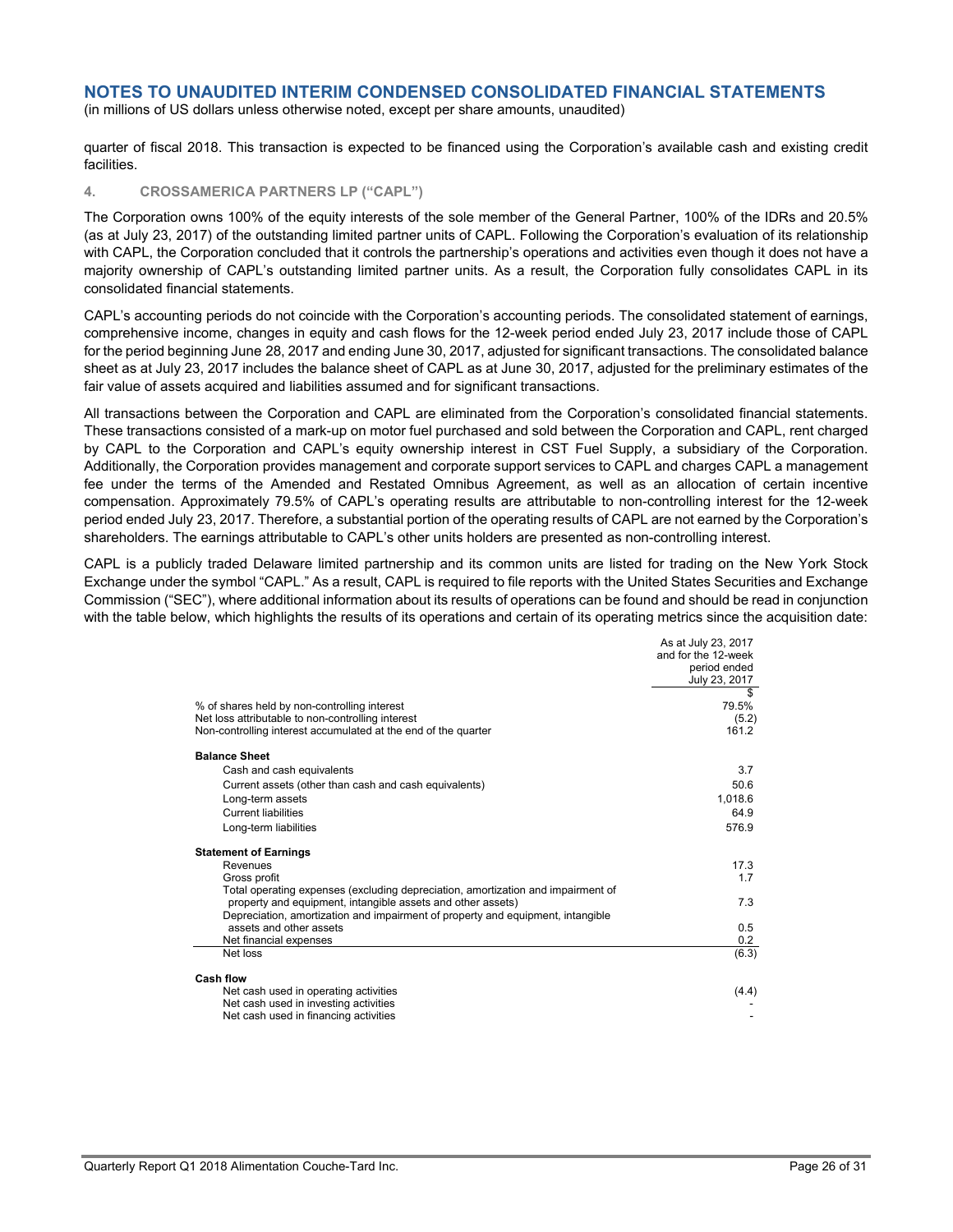## NOTES TO UNAUDITED INTERIM CONDENSED CONSOLIDATED FINANCIAL STATEMENTS

(in millions of US dollars unless otherwise noted, except per share amounts, unaudited)

quarter of fiscal 2018. This transaction is expected to be financed using the Corporation's available cash and existing credit facilities.

### 4. CROSSAMERICA PARTNERS LP ("CAPL")

The Corporation owns 100% of the equity interests of the sole member of the General Partner, 100% of the IDRs and 20.5% (as at July 23, 2017) of the outstanding limited partner units of CAPL. Following the Corporation's evaluation of its relationship with CAPL, the Corporation concluded that it controls the partnership's operations and activities even though it does not have a majority ownership of CAPL's outstanding limited partner units. As a result, the Corporation fully consolidates CAPL in its consolidated financial statements.

CAPL's accounting periods do not coincide with the Corporation's accounting periods. The consolidated statement of earnings, comprehensive income, changes in equity and cash flows for the 12-week period ended July 23, 2017 include those of CAPL for the period beginning June 28, 2017 and ending June 30, 2017, adjusted for significant transactions. The consolidated balance sheet as at July 23, 2017 includes the balance sheet of CAPL as at June 30, 2017, adjusted for the preliminary estimates of the fair value of assets acquired and liabilities assumed and for significant transactions.

All transactions between the Corporation and CAPL are eliminated from the Corporation's consolidated financial statements. These transactions consisted of a mark-up on motor fuel purchased and sold between the Corporation and CAPL, rent charged by CAPL to the Corporation and CAPL's equity ownership interest in CST Fuel Supply, a subsidiary of the Corporation. Additionally, the Corporation provides management and corporate support services to CAPL and charges CAPL a management fee under the terms of the Amended and Restated Omnibus Agreement, as well as an allocation of certain incentive compensation. Approximately 79.5% of CAPL's operating results are attributable to non-controlling interest for the 12-week period ended July 23, 2017. Therefore, a substantial portion of the operating results of CAPL are not earned by the Corporation's shareholders. The earnings attributable to CAPL's other units holders are presented as non-controlling interest.

CAPL is a publicly traded Delaware limited partnership and its common units are listed for trading on the New York Stock Exchange under the symbol "CAPL." As a result, CAPL is required to file reports with the United States Securities and Exchange Commission ("SEC"), where additional information about its results of operations can be found and should be read in conjunction with the table below, which highlights the results of its operations and certain of its operating metrics since the acquisition date:

| | As at July 23, 2017 and for the 12-week period ended July 23, 2017 |
|---|---|
| | $ |
| % of shares held by non-controlling interest | 79.5% |
| Net loss attributable to non-controlling interest | (5.2) |
| Non-controlling interest accumulated at the end of the quarter | 161.2 |
| **Balance Sheet** | |
| Cash and cash equivalents | 3.7 |
| Current assets (other than cash and cash equivalents) | 50.6 |
| Long-term assets | 1,018.6 |
| Current liabilities | 64.9 |
| Long-term liabilities | 576.9 |
| **Statement of Earnings** | |
| Revenues | 17.3 |
| Gross profit | 1.7 |
| Total operating expenses (excluding depreciation, amortization and impairment of property and equipment, intangible assets and other assets) | 7.3 |
| Depreciation, amortization and impairment of property and equipment, intangible assets and other assets | 0.5 |
| Net financial expenses | 0.2 |
| Net loss | (6.3) |
| **Cash flow** | |
| Net cash used in operating activities | (4.4) |
| Net cash used in investing activities | - |
| Net cash used in financing activities | - |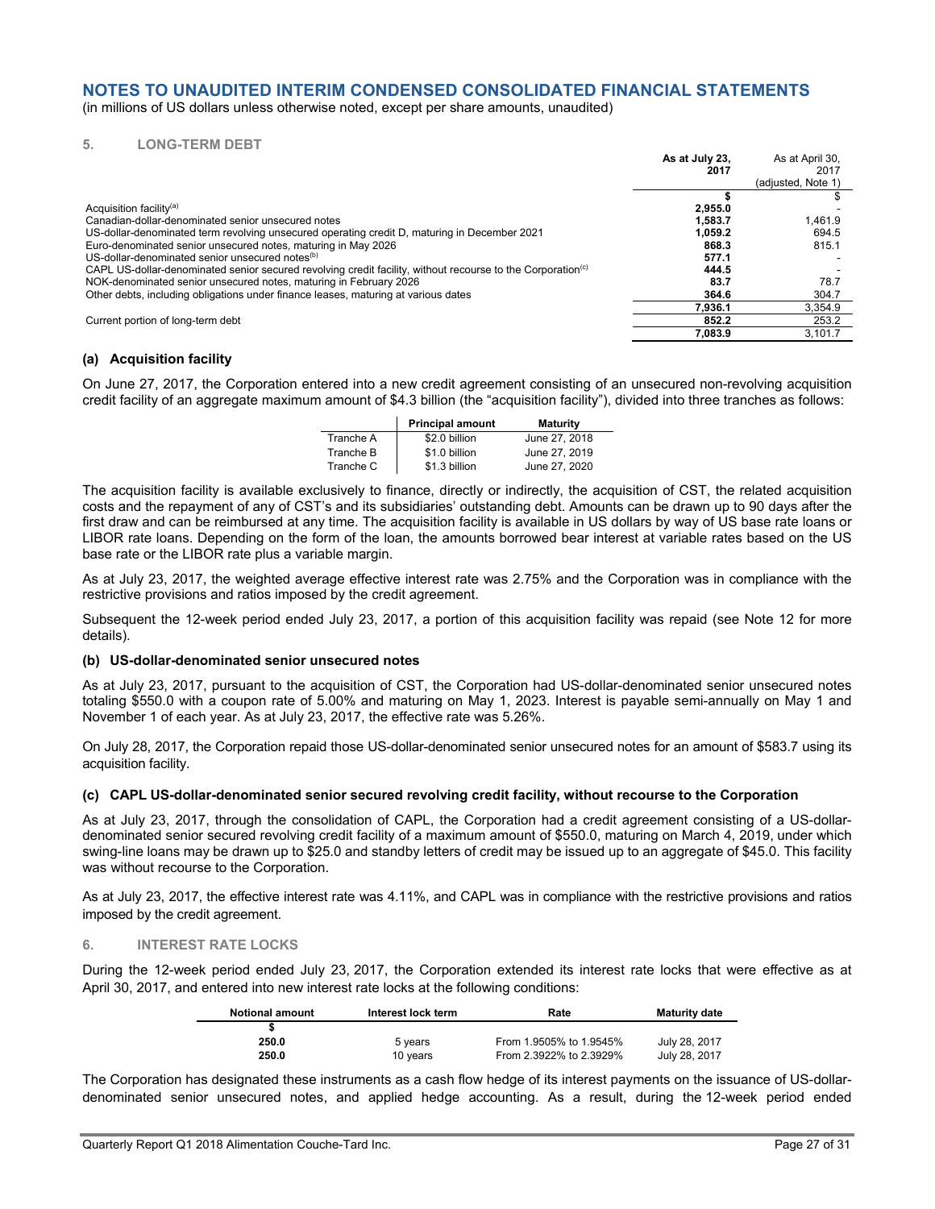# NOTES TO UNAUDITED INTERIM CONDENSED CONSOLIDATED FINANCIAL STATEMENTS

(in millions of US dollars unless otherwise noted, except per share amounts, unaudited)

## 5. LONG-TERM DEBT

| | As at July 23, 2017 | As at April 30, 2017 (adjusted, Note 1) |
|---|---|---|
| | $ | $ |
| Acquisition facility[(a)] | **2,955.0** | - |
| Canadian-dollar-denominated senior unsecured notes | **1,583.7** | 1,461.9 |
| US-dollar-denominated term revolving unsecured operating credit D, maturing in December 2021 | **1,059.2** | 694.5 |
| Euro-denominated senior unsecured notes, maturing in May 2026 | **868.3** | 815.1 |
| US-dollar-denominated senior unsecured notes[(b)] | **577.1** | - |
| CAPL US-dollar-denominated senior secured revolving credit facility, without recourse to the Corporation[(c)] | **444.5** | - |
| NOK-denominated senior unsecured notes, maturing in February 2026 | **83.7** | 78.7 |
| Other debts, including obligations under finance leases, maturing at various dates | **364.6** | 304.7 |
| | **7,936.1** | 3,354.9 |
| Current portion of long-term debt | **852.2** | 253.2 |
| | **7,083.9** | 3,101.7 |

### (a) Acquisition facility

On June 27, 2017, the Corporation entered into a new credit agreement consisting of an unsecured non-revolving acquisition credit facility of an aggregate maximum amount of $4.3 billion (the "acquisition facility"), divided into three tranches as follows:

| | Principal amount | Maturity |
|---|---|---|
| Tranche A | $2.0 billion | June 27, 2018 |
| Tranche B | $1.0 billion | June 27, 2019 |
| Tranche C | $1.3 billion | June 27, 2020 |

The acquisition facility is available exclusively to finance, directly or indirectly, the acquisition of CST, the related acquisition costs and the repayment of any of CST's and its subsidiaries' outstanding debt. Amounts can be drawn up to 90 days after the first draw and can be reimbursed at any time. The acquisition facility is available in US dollars by way of US base rate loans or LIBOR rate loans. Depending on the form of the loan, the amounts borrowed bear interest at variable rates based on the US base rate or the LIBOR rate plus a variable margin.

As at July 23, 2017, the weighted average effective interest rate was 2.75% and the Corporation was in compliance with the restrictive provisions and ratios imposed by the credit agreement.

Subsequent the 12-week period ended July 23, 2017, a portion of this acquisition facility was repaid (see Note 12 for more details).

### (b) US-dollar-denominated senior unsecured notes

As at July 23, 2017, pursuant to the acquisition of CST, the Corporation had US-dollar-denominated senior unsecured notes totaling $550.0 with a coupon rate of 5.00% and maturing on May 1, 2023. Interest is payable semi-annually on May 1 and November 1 of each year. As at July 23, 2017, the effective rate was 5.26%.

On July 28, 2017, the Corporation repaid those US-dollar-denominated senior unsecured notes for an amount of $583.7 using its acquisition facility.

### (c) CAPL US-dollar-denominated senior secured revolving credit facility, without recourse to the Corporation

As at July 23, 2017, through the consolidation of CAPL, the Corporation had a credit agreement consisting of a US-dollar-denominated senior secured revolving credit facility of a maximum amount of $550.0, maturing on March 4, 2019, under which swing-line loans may be drawn up to $25.0 and standby letters of credit may be issued up to an aggregate of $45.0. This facility was without recourse to the Corporation.

As at July 23, 2017, the effective interest rate was 4.11%, and CAPL was in compliance with the restrictive provisions and ratios imposed by the credit agreement.

## 6. INTEREST RATE LOCKS

During the 12-week period ended July 23, 2017, the Corporation extended its interest rate locks that were effective as at April 30, 2017, and entered into new interest rate locks at the following conditions:

| Notional amount | Interest lock term | Rate | Maturity date |
|---|---|---|---|
| $ | | | |
| **250.0** | 5 years | From 1.9505% to 1.9545% | July 28, 2017 |
| **250.0** | 10 years | From 2.3922% to 2.3929% | July 28, 2017 |

The Corporation has designated these instruments as a cash flow hedge of its interest payments on the issuance of US-dollar-denominated senior unsecured notes, and applied hedge accounting. As a result, during the 12-week period ended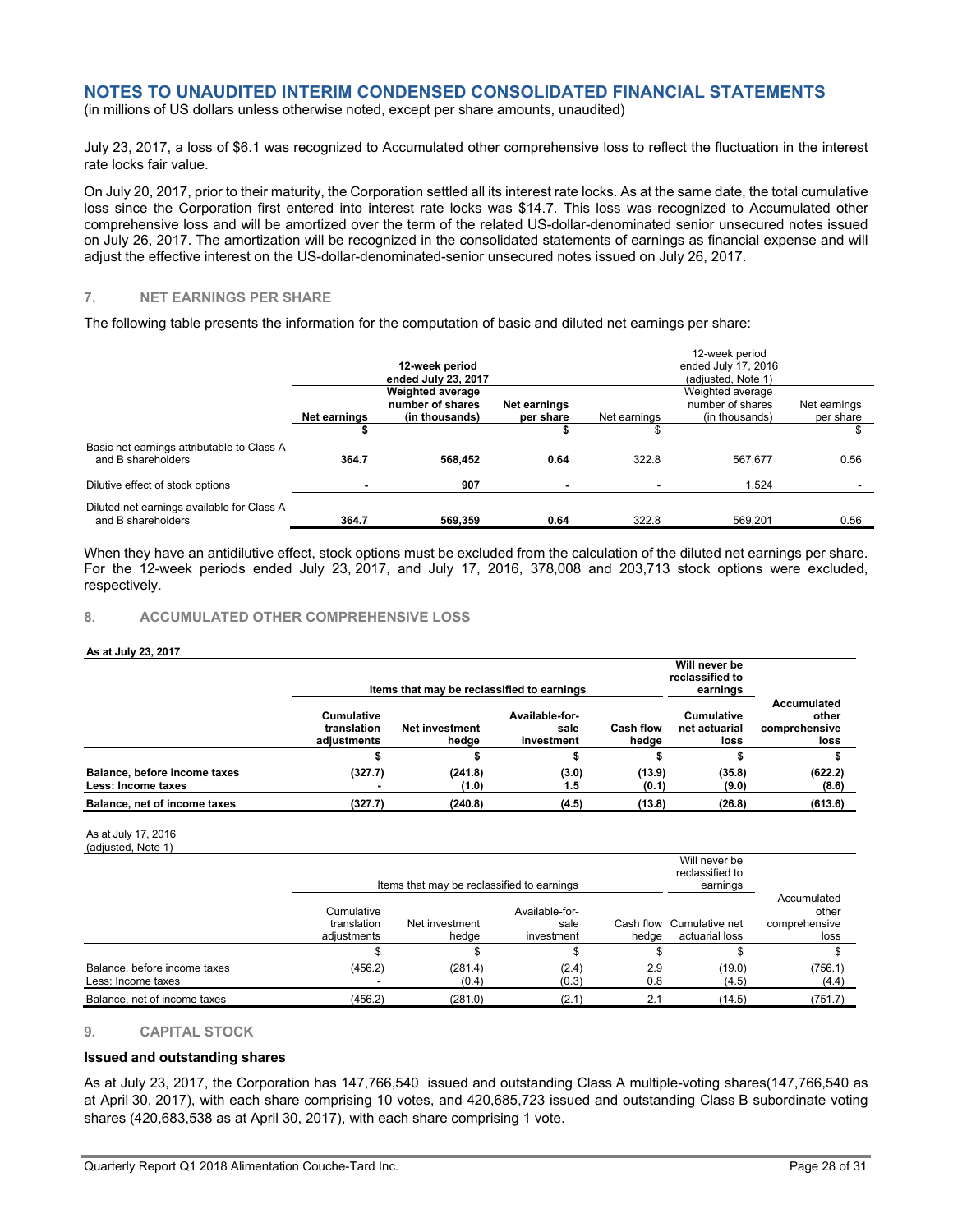# NOTES TO UNAUDITED INTERIM CONDENSED CONSOLIDATED FINANCIAL STATEMENTS

(in millions of US dollars unless otherwise noted, except per share amounts, unaudited)

July 23, 2017, a loss of $6.1 was recognized to Accumulated other comprehensive loss to reflect the fluctuation in the interest rate locks fair value.

On July 20, 2017, prior to their maturity, the Corporation settled all its interest rate locks. As at the same date, the total cumulative loss since the Corporation first entered into interest rate locks was $14.7. This loss was recognized to Accumulated other comprehensive loss and will be amortized over the term of the related US-dollar-denominated senior unsecured notes issued on July 26, 2017. The amortization will be recognized in the consolidated statements of earnings as financial expense and will adjust the effective interest on the US-dollar-denominated-senior unsecured notes issued on July 26, 2017.

## 7. NET EARNINGS PER SHARE

The following table presents the information for the computation of basic and diluted net earnings per share:

| | **12-week period ended July 23, 2017** | | | 12-week period ended July 17, 2016 (adjusted, Note 1) | | |
|---|---|---|---|---|---|---|
| | **Net earnings** | **Weighted average number of shares (in thousands)** | **Net earnings per share** | Net earnings | Weighted average number of shares (in thousands) | Net earnings per share |
| | **$** | | **$** | $ | | $ |
| Basic net earnings attributable to Class A and B shareholders | **364.7** | **568,452** | **0.64** | 322.8 | 567,677 | 0.56 |
| Dilutive effect of stock options | **-** | **907** | **-** | - | 1,524 | - |
| Diluted net earnings available for Class A and B shareholders | **364.7** | **569,359** | **0.64** | 322.8 | 569,201 | 0.56 |

When they have an antidilutive effect, stock options must be excluded from the calculation of the diluted net earnings per share. For the 12-week periods ended July 23, 2017, and July 17, 2016, 378,008 and 203,713 stock options were excluded, respectively.

## 8. ACCUMULATED OTHER COMPREHENSIVE LOSS

**As at July 23, 2017**

| | **Items that may be reclassified to earnings** | | | | **Will never be reclassified to earnings** | |
|---|---|---|---|---|---|---|
| | **Cumulative translation adjustments** | **Net investment hedge** | **Available-for-sale investment** | **Cash flow hedge** | **Cumulative net actuarial loss** | **Accumulated other comprehensive loss** |
| | **$** | **$** | **$** | **$** | **$** | **$** |
| **Balance, before income taxes** | **(327.7)** | **(241.8)** | **(3.0)** | **(13.9)** | **(35.8)** | **(622.2)** |
| **Less: Income taxes** | **-** | **(1.0)** | **1.5** | **(0.1)** | **(9.0)** | **(8.6)** |
| **Balance, net of income taxes** | **(327.7)** | **(240.8)** | **(4.5)** | **(13.8)** | **(26.8)** | **(613.6)** |

As at July 17, 2016 (adjusted, Note 1)

| | Items that may be reclassified to earnings | | | | Will never be reclassified to earnings | |
|---|---|---|---|---|---|---|
| | Cumulative translation adjustments | Net investment hedge | Available-for-sale investment | Cash flow hedge | Cumulative net actuarial loss | Accumulated other comprehensive loss |
| | $ | $ | $ | $ | $ | $ |
| Balance, before income taxes | (456.2) | (281.4) | (2.4) | 2.9 | (19.0) | (756.1) |
| Less: Income taxes | - | (0.4) | (0.3) | 0.8 | (4.5) | (4.4) |
| Balance, net of income taxes | (456.2) | (281.0) | (2.1) | 2.1 | (14.5) | (751.7) |

## 9. CAPITAL STOCK

### Issued and outstanding shares

As at July 23, 2017, the Corporation has 147,766,540 issued and outstanding Class A multiple-voting shares(147,766,540 as at April 30, 2017), with each share comprising 10 votes, and 420,685,723 issued and outstanding Class B subordinate voting shares (420,683,538 as at April 30, 2017), with each share comprising 1 vote.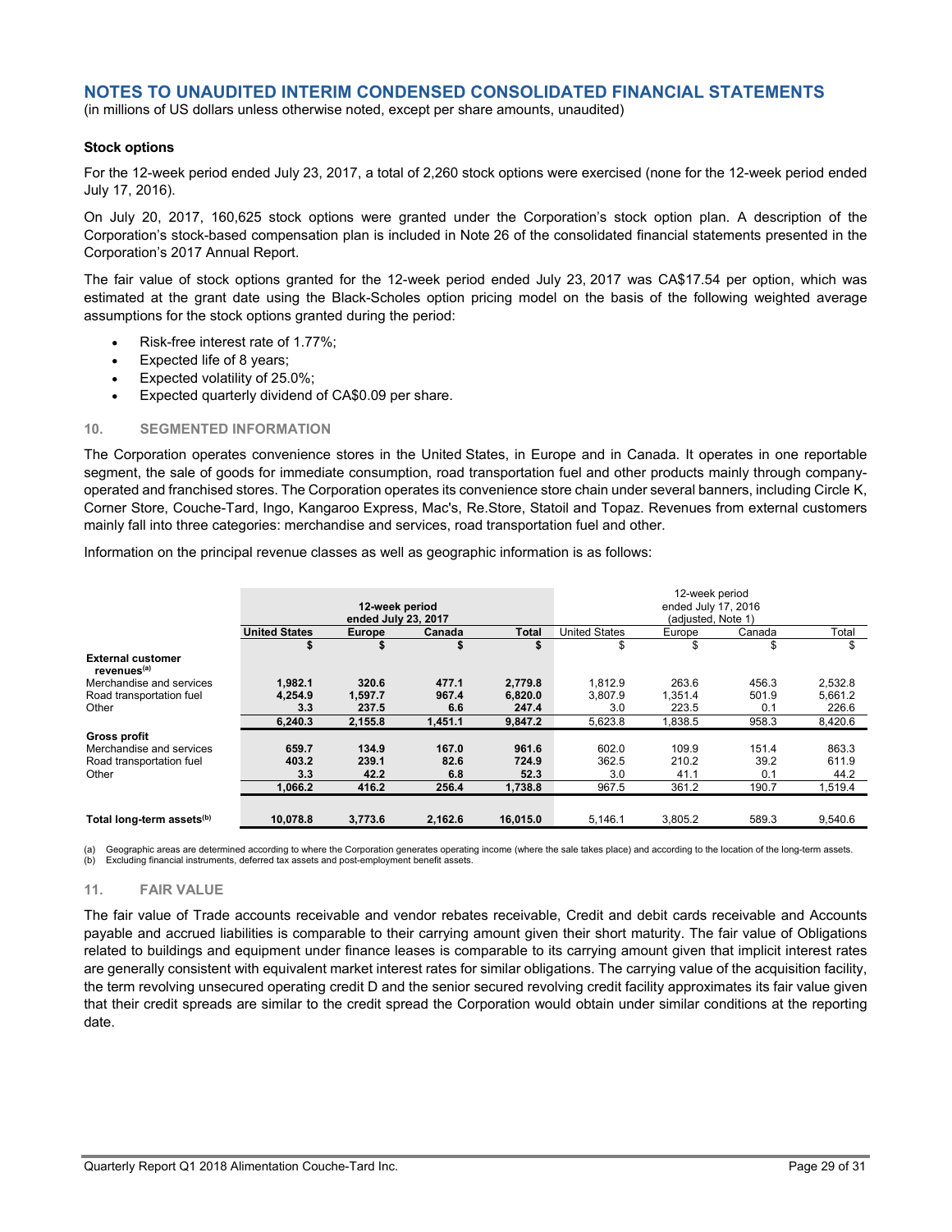# NOTES TO UNAUDITED INTERIM CONDENSED CONSOLIDATED FINANCIAL STATEMENTS

(in millions of US dollars unless otherwise noted, except per share amounts, unaudited)

**Stock options**

For the 12-week period ended July 23, 2017, a total of 2,260 stock options were exercised (none for the 12-week period ended July 17, 2016).

On July 20, 2017, 160,625 stock options were granted under the Corporation's stock option plan. A description of the Corporation's stock-based compensation plan is included in Note 26 of the consolidated financial statements presented in the Corporation's 2017 Annual Report.

The fair value of stock options granted for the 12-week period ended July 23, 2017 was CA$17.54 per option, which was estimated at the grant date using the Black-Scholes option pricing model on the basis of the following weighted average assumptions for the stock options granted during the period:

- Risk-free interest rate of 1.77%;
- Expected life of 8 years;
- Expected volatility of 25.0%;
- Expected quarterly dividend of CA$0.09 per share.

## 10. SEGMENTED INFORMATION

The Corporation operates convenience stores in the United States, in Europe and in Canada. It operates in one reportable segment, the sale of goods for immediate consumption, road transportation fuel and other products mainly through company-operated and franchised stores. The Corporation operates its convenience store chain under several banners, including Circle K, Corner Store, Couche-Tard, Ingo, Kangaroo Express, Mac's, Re.Store, Statoil and Topaz. Revenues from external customers mainly fall into three categories: merchandise and services, road transportation fuel and other.

Information on the principal revenue classes as well as geographic information is as follows:

| | **12-week period ended July 23, 2017** | | | | 12-week period ended July 17, 2016 (adjusted, Note 1) | | | |
|---|---|---|---|---|---|---|---|---|
| | **United States** | **Europe** | **Canada** | **Total** | United States | Europe | Canada | Total |
| | **$** | **$** | **$** | **$** | $ | $ | $ | $ |
| **External customer revenues[(a)]** | | | | | | | | |
| Merchandise and services | **1,982.1** | **320.6** | **477.1** | **2,779.8** | 1,812.9 | 263.6 | 456.3 | 2,532.8 |
| Road transportation fuel | **4,254.9** | **1,597.7** | **967.4** | **6,820.0** | 3,807.9 | 1,351.4 | 501.9 | 5,661.2 |
| Other | **3.3** | **237.5** | **6.6** | **247.4** | 3.0 | 223.5 | 0.1 | 226.6 |
| | **6,240.3** | **2,155.8** | **1,451.1** | **9,847.2** | 5,623.8 | 1,838.5 | 958.3 | 8,420.6 |
| **Gross profit** | | | | | | | | |
| Merchandise and services | **659.7** | **134.9** | **167.0** | **961.6** | 602.0 | 109.9 | 151.4 | 863.3 |
| Road transportation fuel | **403.2** | **239.1** | **82.6** | **724.9** | 362.5 | 210.2 | 39.2 | 611.9 |
| Other | **3.3** | **42.2** | **6.8** | **52.3** | 3.0 | 41.1 | 0.1 | 44.2 |
| | **1,066.2** | **416.2** | **256.4** | **1,738.8** | 967.5 | 361.2 | 190.7 | 1,519.4 |
| **Total long-term assets[(b)]** | **10,078.8** | **3,773.6** | **2,162.6** | **16,015.0** | 5,146.1 | 3,805.2 | 589.3 | 9,540.6 |

(a) Geographic areas are determined according to where the Corporation generates operating income (where the sale takes place) and according to the location of the long-term assets.
(b) Excluding financial instruments, deferred tax assets and post-employment benefit assets.

## 11. FAIR VALUE

The fair value of Trade accounts receivable and vendor rebates receivable, Credit and debit cards receivable and Accounts payable and accrued liabilities is comparable to their carrying amount given their short maturity. The fair value of Obligations related to buildings and equipment under finance leases is comparable to its carrying amount given that implicit interest rates are generally consistent with equivalent market interest rates for similar obligations. The carrying value of the acquisition facility, the term revolving unsecured operating credit D and the senior secured revolving credit facility approximates its fair value given that their credit spreads are similar to the credit spread the Corporation would obtain under similar conditions at the reporting date.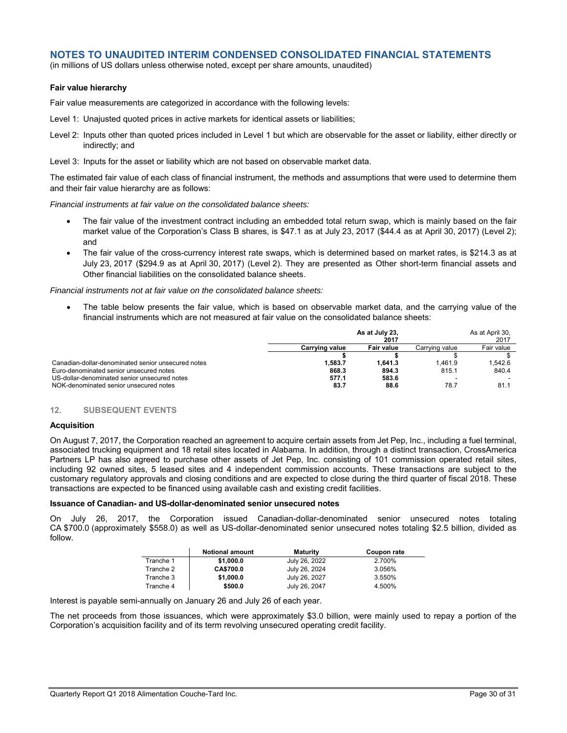# NOTES TO UNAUDITED INTERIM CONDENSED CONSOLIDATED FINANCIAL STATEMENTS

(in millions of US dollars unless otherwise noted, except per share amounts, unaudited)

**Fair value hierarchy**

Fair value measurements are categorized in accordance with the following levels:

Level 1: Unajusted quoted prices in active markets for identical assets or liabilities;

Level 2: Inputs other than quoted prices included in Level 1 but which are observable for the asset or liability, either directly or indirectly; and

Level 3: Inputs for the asset or liability which are not based on observable market data.

The estimated fair value of each class of financial instrument, the methods and assumptions that were used to determine them and their fair value hierarchy are as follows:

*Financial instruments at fair value on the consolidated balance sheets:*

- The fair value of the investment contract including an embedded total return swap, which is mainly based on the fair market value of the Corporation's Class B shares, is \$47.1 as at July 23, 2017 (\$44.4 as at April 30, 2017) (Level 2); and
- The fair value of the cross-currency interest rate swaps, which is determined based on market rates, is \$214.3 as at July 23, 2017 (\$294.9 as at April 30, 2017) (Level 2). They are presented as Other short-term financial assets and Other financial liabilities on the consolidated balance sheets.

*Financial instruments not at fair value on the consolidated balance sheets:*

- The table below presents the fair value, which is based on observable market data, and the carrying value of the financial instruments which are not measured at fair value on the consolidated balance sheets:

| | **As at July 23, 2017** | | As at April 30, 2017 | |
|---|---|---|---|---|
| | **Carrying value** | **Fair value** | Carrying value | Fair value |
| | **\$** | **\$** | \$ | \$ |
| Canadian-dollar-denominated senior unsecured notes | **1,583.7** | **1,641.3** | 1,461.9 | 1,542.6 |
| Euro-denominated senior unsecured notes | **868.3** | **894.3** | 815.1 | 840.4 |
| US-dollar-denominated senior unsecured notes | **577.1** | **583.6** | - | - |
| NOK-denominated senior unsecured notes | **83.7** | **88.6** | 78.7 | 81.1 |

## 12. SUBSEQUENT EVENTS

**Acquisition**

On August 7, 2017, the Corporation reached an agreement to acquire certain assets from Jet Pep, Inc., including a fuel terminal, associated trucking equipment and 18 retail sites located in Alabama. In addition, through a distinct transaction, CrossAmerica Partners LP has also agreed to purchase other assets of Jet Pep, Inc. consisting of 101 commission operated retail sites, including 92 owned sites, 5 leased sites and 4 independent commission accounts. These transactions are subject to the customary regulatory approvals and closing conditions and are expected to close during the third quarter of fiscal 2018. These transactions are expected to be financed using available cash and existing credit facilities.

**Issuance of Canadian- and US-dollar-denominated senior unsecured notes**

On July 26, 2017, the Corporation issued Canadian-dollar-denominated senior unsecured notes totaling CA \$700.0 (approximately \$558.0) as well as US-dollar-denominated senior unsecured notes totaling \$2.5 billion, divided as follow.

| | **Notional amount** | **Maturity** | **Coupon rate** |
|---|---|---|---|
| Tranche 1 | **\$1,000.0** | July 26, 2022 | 2.700% |
| Tranche 2 | **CA\$700.0** | July 26, 2024 | 3.056% |
| Tranche 3 | **\$1,000.0** | July 26, 2027 | 3.550% |
| Tranche 4 | **\$500.0** | July 26, 2047 | 4.500% |

Interest is payable semi-annually on January 26 and July 26 of each year.

The net proceeds from those issuances, which were approximately \$3.0 billion, were mainly used to repay a portion of the Corporation's acquisition facility and of its term revolving unsecured operating credit facility.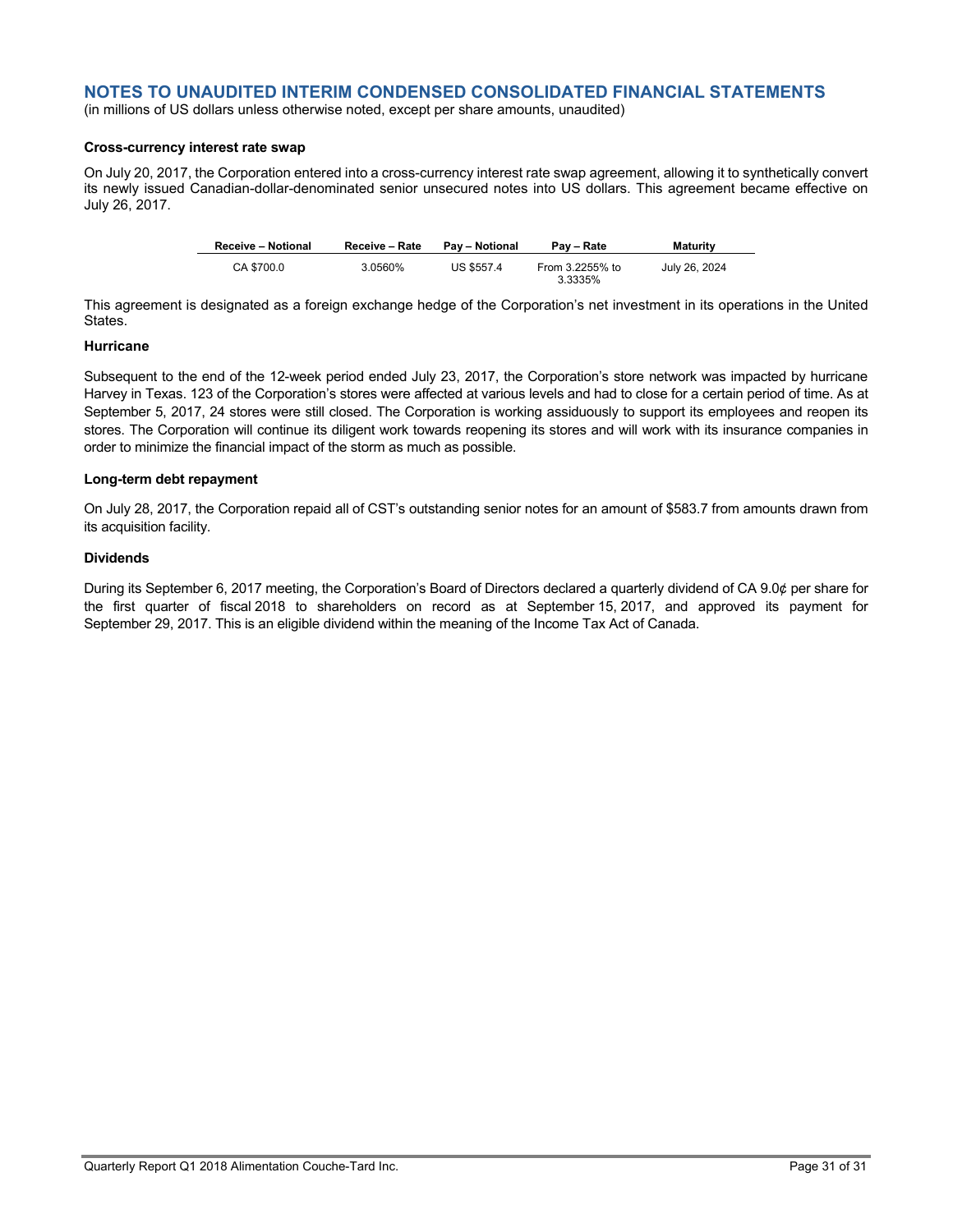# NOTES TO UNAUDITED INTERIM CONDENSED CONSOLIDATED FINANCIAL STATEMENTS

(in millions of US dollars unless otherwise noted, except per share amounts, unaudited)

**Cross-currency interest rate swap**

On July 20, 2017, the Corporation entered into a cross-currency interest rate swap agreement, allowing it to synthetically convert its newly issued Canadian-dollar-denominated senior unsecured notes into US dollars. This agreement became effective on July 26, 2017.

| Receive – Notional | Receive – Rate | Pay – Notional | Pay – Rate | Maturity |
|---|---|---|---|---|
| CA $700.0 | 3.0560% | US $557.4 | From 3.2255% to 3.3335% | July 26, 2024 |

This agreement is designated as a foreign exchange hedge of the Corporation's net investment in its operations in the United States.

**Hurricane**

Subsequent to the end of the 12-week period ended July 23, 2017, the Corporation's store network was impacted by hurricane Harvey in Texas. 123 of the Corporation's stores were affected at various levels and had to close for a certain period of time. As at September 5, 2017, 24 stores were still closed. The Corporation is working assiduously to support its employees and reopen its stores. The Corporation will continue its diligent work towards reopening its stores and will work with its insurance companies in order to minimize the financial impact of the storm as much as possible.

**Long-term debt repayment**

On July 28, 2017, the Corporation repaid all of CST's outstanding senior notes for an amount of $583.7 from amounts drawn from its acquisition facility.

**Dividends**

During its September 6, 2017 meeting, the Corporation's Board of Directors declared a quarterly dividend of CA 9.0¢ per share for the first quarter of fiscal 2018 to shareholders on record as at September 15, 2017, and approved its payment for September 29, 2017. This is an eligible dividend within the meaning of the Income Tax Act of Canada.